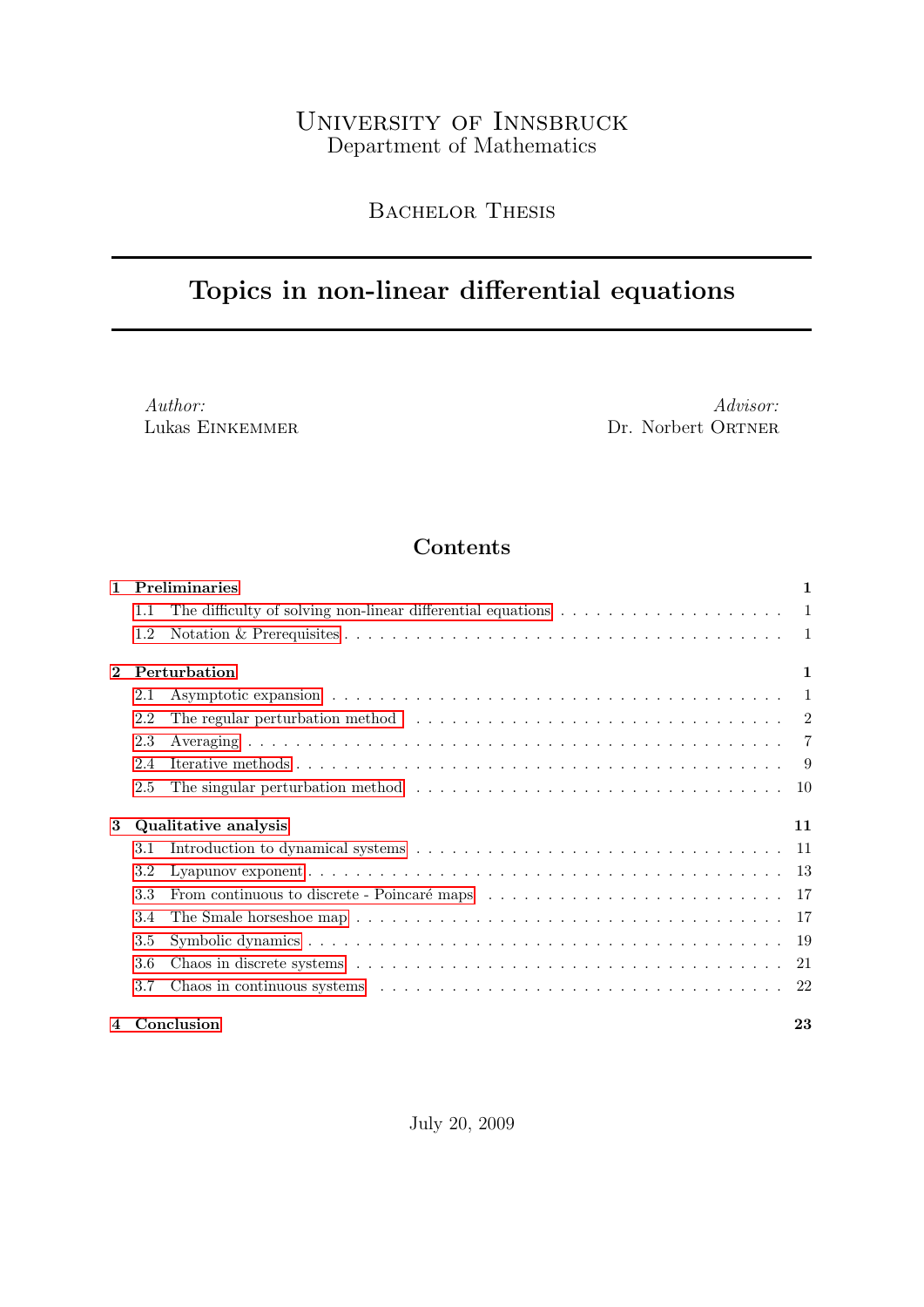University of Innsbruck
Department of Mathematics

Bachelor Thesis

# Topics in non-linear differential equations

*Author:*
Lukas Einkemmer

*Advisor:*
Dr. Norbert Ortner

## Contents

- **1 Preliminaries** — 1
  - 1.1 The difficulty of solving non-linear differential equations — 1
  - 1.2 Notation & Prerequisites — 1
- **2 Perturbation** — 1
  - 2.1 Asymptotic expansion — 1
  - 2.2 The regular perturbation method — 2
  - 2.3 Averaging — 7
  - 2.4 Iterative methods — 9
  - 2.5 The singular perturbation method — 10
- **3 Qualitative analysis** — 11
  - 3.1 Introduction to dynamical systems — 11
  - 3.2 Lyapunov exponent — 13
  - 3.3 From continuous to discrete - Poincaré maps — 17
  - 3.4 The Smale horseshoe map — 17
  - 3.5 Symbolic dynamics — 19
  - 3.6 Chaos in discrete systems — 21
  - 3.7 Chaos in continuous systems — 22
- **4 Conclusion** — 23

July 20, 2009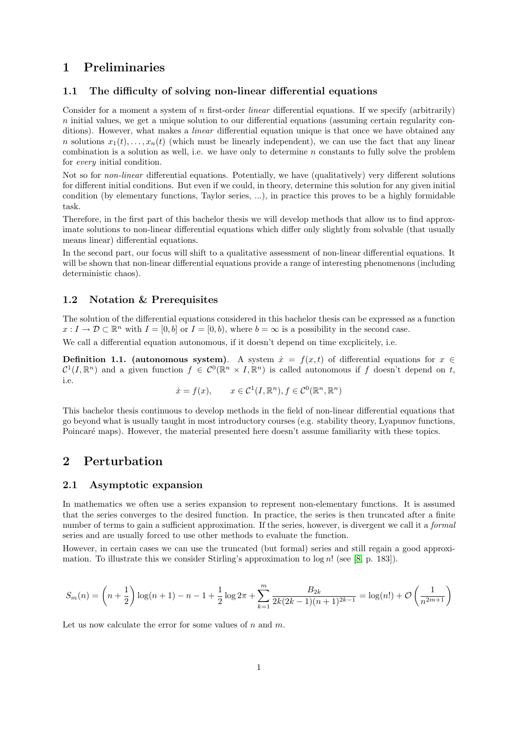# 1 Preliminaries

## 1.1 The difficulty of solving non-linear differential equations

Consider for a moment a system of $n$ first-order *linear* differential equations. If we specify (arbitrarily) $n$ initial values, we get a unique solution to our differential equations (assuming certain regularity conditions). However, what makes a *linear* differential equation unique is that once we have obtained any $n$ solutions $x_1(t), \ldots, x_n(t)$ (which must be linearly independent), we can use the fact that any linear combination is a solution as well, i.e. we have only to determine $n$ constants to fully solve the problem for *every* initial condition.

Not so for *non-linear* differential equations. Potentially, we have (qualitatively) very different solutions for different initial conditions. But even if we could, in theory, determine this solution for any given initial condition (by elementary functions, Taylor series, ...), in practice this proves to be a highly formidable task.

Therefore, in the first part of this bachelor thesis we will develop methods that allow us to find approximate solutions to non-linear differential equations which differ only slightly from solvable (that usually means linear) differential equations.

In the second part, our focus will shift to a qualitative assessment of non-linear differential equations. It will be shown that non-linear differential equations provide a range of interesting phenomenons (including deterministic chaos).

## 1.2 Notation & Prerequisites

The solution of the differential equations considered in this bachelor thesis can be expressed as a function $x : I \to \mathcal{D} \subset \mathbb{R}^n$ with $I = [0, b]$ or $I = [0, b)$, where $b = \infty$ is a possibility in the second case.

We call a differential equation autonomous, if it doesn't depend on time excplicitely, i.e.

**Definition 1.1. (autonomous system)**. A system $\dot{x} = f(x, t)$ of differential equations for $x \in \mathcal{C}^1(I, \mathbb{R}^n)$ and a given function $f \in \mathcal{C}^0(\mathbb{R}^n \times I, \mathbb{R}^n)$ is called autonomous if $f$ doesn't depend on $t$, i.e.

$$\dot{x} = f(x), \qquad x \in \mathcal{C}^1(I, \mathbb{R}^n), f \in \mathcal{C}^0(\mathbb{R}^n, \mathbb{R}^n)$$

This bachelor thesis continuous to develop methods in the field of non-linear differential equations that go beyond what is usually taught in most introductory courses (e.g. stability theory, Lyapunov functions, Poincaré maps). However, the material presented here doesn't assume familiarity with these topics.

# 2 Perturbation

## 2.1 Asymptotic expansion

In mathematics we often use a series expansion to represent non-elementary functions. It is assumed that the series converges to the desired function. In practice, the series is then truncated after a finite number of terms to gain a sufficient approximation. If the series, however, is divergent we call it a *formal* series and are usually forced to use other methods to evaluate the function.

However, in certain cases we can use the truncated (but formal) series and still regain a good approximation. To illustrate this we consider Stirling's approximation to $\log n!$ (see [8, p. 183]).

$$S_m(n) = \left(n + \frac{1}{2}\right) \log(n+1) - n - 1 + \frac{1}{2} \log 2\pi + \sum_{k=1}^{m} \frac{B_{2k}}{2k(2k-1)(n+1)^{2k-1}} = \log(n!) + \mathcal{O}\left(\frac{1}{n^{2m+1}}\right)$$

Let us now calculate the error for some values of $n$ and $m$.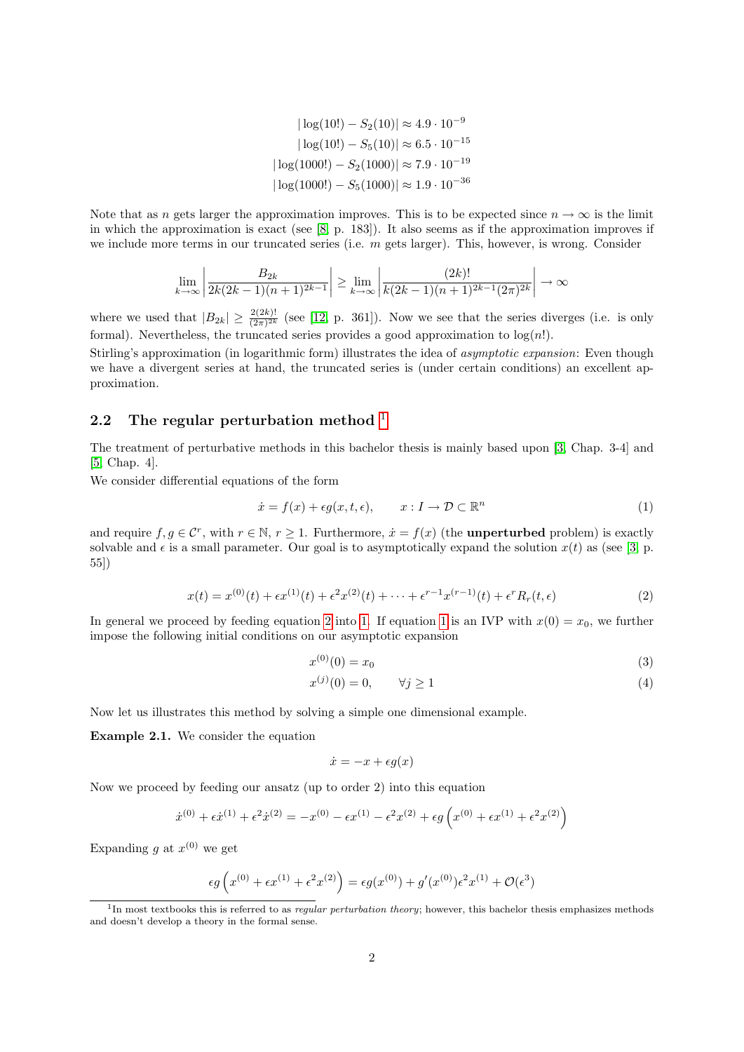$$|\log(10!) - S_2(10)| \approx 4.9 \cdot 10^{-9}$$
$$|\log(10!) - S_5(10)| \approx 6.5 \cdot 10^{-15}$$
$$|\log(1000!) - S_2(1000)| \approx 7.9 \cdot 10^{-19}$$
$$|\log(1000!) - S_5(1000)| \approx 1.9 \cdot 10^{-36}$$

Note that as $n$ gets larger the approximation improves. This is to be expected since $n \to \infty$ is the limit in which the approximation is exact (see [8, p. 183]). It also seems as if the approximation improves if we include more terms in our truncated series (i.e. $m$ gets larger). This, however, is wrong. Consider

$$\lim_{k\to\infty} \left| \frac{B_{2k}}{2k(2k-1)(n+1)^{2k-1}} \right| \geq \lim_{k\to\infty} \left| \frac{(2k)!}{k(2k-1)(n+1)^{2k-1}(2\pi)^{2k}} \right| \to \infty$$

where we used that $|B_{2k}| \geq \frac{2(2k)!}{(2\pi)^{2k}}$ (see [12, p. 361]). Now we see that the series diverges (i.e. is only formal). Nevertheless, the truncated series provides a good approximation to $\log(n!)$.

Stirling's approximation (in logarithmic form) illustrates the idea of *asymptotic expansion*: Even though we have a divergent series at hand, the truncated series is (under certain conditions) an excellent approximation.

## 2.2 The regular perturbation method [1]

The treatment of perturbative methods in this bachelor thesis is mainly based upon [3, Chap. 3-4] and [5, Chap. 4].

We consider differential equations of the form

$$\dot{x} = f(x) + \epsilon g(x, t, \epsilon), \qquad x : I \to \mathcal{D} \subset \mathbb{R}^n \tag{1}$$

and require $f, g \in \mathcal{C}^r$, with $r \in \mathbb{N}$, $r \geq 1$. Furthermore, $\dot{x} = f(x)$ (the **unperturbed** problem) is exactly solvable and $\epsilon$ is a small parameter. Our goal is to asymptotically expand the solution $x(t)$ as (see [3, p. 55])

$$x(t) = x^{(0)}(t) + \epsilon x^{(1)}(t) + \epsilon^2 x^{(2)}(t) + \cdots + \epsilon^{r-1} x^{(r-1)}(t) + \epsilon^r R_r(t, \epsilon) \tag{2}$$

In general we proceed by feeding equation 2 into 1. If equation 1 is an IVP with $x(0) = x_0$, we further impose the following initial conditions on our asymptotic expansion

$$x^{(0)}(0) = x_0 \tag{3}$$
$$x^{(j)}(0) = 0, \qquad \forall j \geq 1 \tag{4}$$

Now let us illustrates this method by solving a simple one dimensional example.

**Example 2.1.** We consider the equation

$$\dot{x} = -x + \epsilon g(x)$$

Now we proceed by feeding our ansatz (up to order 2) into this equation

$$\dot{x}^{(0)} + \epsilon \dot{x}^{(1)} + \epsilon^2 \dot{x}^{(2)} = -x^{(0)} - \epsilon x^{(1)} - \epsilon^2 x^{(2)} + \epsilon g\left(x^{(0)} + \epsilon x^{(1)} + \epsilon^2 x^{(2)}\right)$$

Expanding $g$ at $x^{(0)}$ we get

$$\epsilon g\left(x^{(0)} + \epsilon x^{(1)} + \epsilon^2 x^{(2)}\right) = \epsilon g(x^{(0)}) + g'(x^{(0)})\epsilon^2 x^{(1)} + \mathcal{O}(\epsilon^3)$$

[1] In most textbooks this is referred to as *regular perturbation theory*; however, this bachelor thesis emphasizes methods and doesn't develop a theory in the formal sense.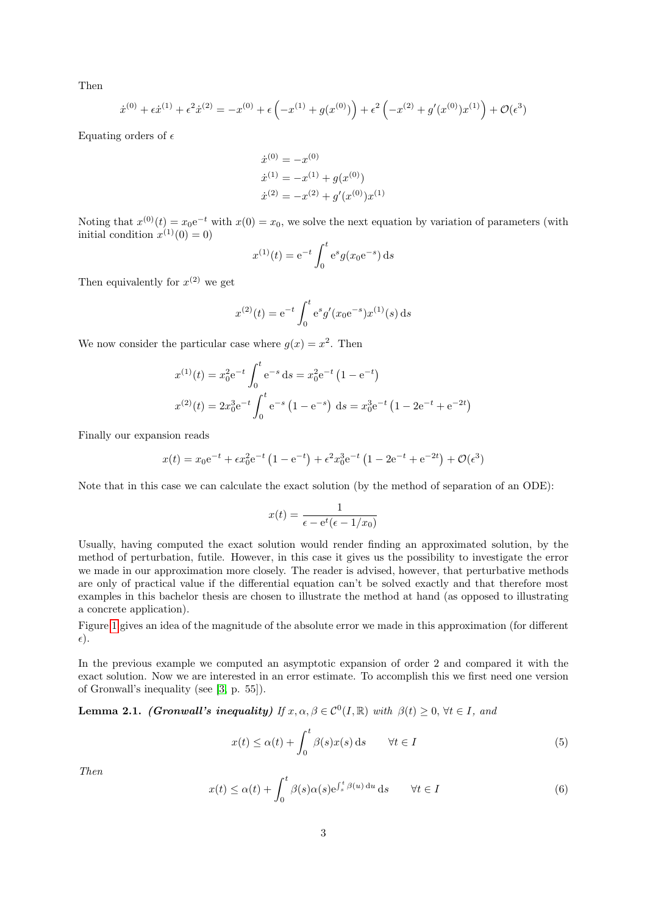Then

$$\dot{x}^{(0)} + \epsilon\dot{x}^{(1)} + \epsilon^2\dot{x}^{(2)} = -x^{(0)} + \epsilon\left(-x^{(1)} + g(x^{(0)})\right) + \epsilon^2\left(-x^{(2)} + g'(x^{(0)})x^{(1)}\right) + \mathcal{O}(\epsilon^3)$$

Equating orders of $\epsilon$

$$\begin{aligned}
\dot{x}^{(0)} &= -x^{(0)} \\
\dot{x}^{(1)} &= -x^{(1)} + g(x^{(0)}) \\
\dot{x}^{(2)} &= -x^{(2)} + g'(x^{(0)})x^{(1)}
\end{aligned}$$

Noting that $x^{(0)}(t) = x_0\mathrm{e}^{-t}$ with $x(0) = x_0$, we solve the next equation by variation of parameters (with initial condition $x^{(1)}(0) = 0$)

$$x^{(1)}(t) = \mathrm{e}^{-t}\int_0^t \mathrm{e}^s g(x_0\mathrm{e}^{-s})\,\mathrm{d}s$$

Then equivalently for $x^{(2)}$ we get

$$x^{(2)}(t) = \mathrm{e}^{-t}\int_0^t \mathrm{e}^s g'(x_0\mathrm{e}^{-s})x^{(1)}(s)\,\mathrm{d}s$$

We now consider the particular case where $g(x) = x^2$. Then

$$\begin{aligned}
x^{(1)}(t) &= x_0^2\mathrm{e}^{-t}\int_0^t \mathrm{e}^{-s}\,\mathrm{d}s = x_0^2\mathrm{e}^{-t}\left(1 - \mathrm{e}^{-t}\right) \\
x^{(2)}(t) &= 2x_0^3\mathrm{e}^{-t}\int_0^t \mathrm{e}^{-s}\left(1 - \mathrm{e}^{-s}\right)\,\mathrm{d}s = x_0^3\mathrm{e}^{-t}\left(1 - 2\mathrm{e}^{-t} + \mathrm{e}^{-2t}\right)
\end{aligned}$$

Finally our expansion reads

$$x(t) = x_0\mathrm{e}^{-t} + \epsilon x_0^2\mathrm{e}^{-t}\left(1 - \mathrm{e}^{-t}\right) + \epsilon^2 x_0^3\mathrm{e}^{-t}\left(1 - 2\mathrm{e}^{-t} + \mathrm{e}^{-2t}\right) + \mathcal{O}(\epsilon^3)$$

Note that in this case we can calculate the exact solution (by the method of separation of an ODE):

$$x(t) = \frac{1}{\epsilon - \mathrm{e}^t(\epsilon - 1/x_0)}$$

Usually, having computed the exact solution would render finding an approximated solution, by the method of perturbation, futile. However, in this case it gives us the possibility to investigate the error we made in our approximation more closely. The reader is advised, however, that perturbative methods are only of practical value if the differential equation can't be solved exactly and that therefore most examples in this bachelor thesis are chosen to illustrate the method at hand (as opposed to illustrating a concrete application).

Figure 1 gives an idea of the magnitude of the absolute error we made in this approximation (for different $\epsilon$).

In the previous example we computed an asymptotic expansion of order 2 and compared it with the exact solution. Now we are interested in an error estimate. To accomplish this we first need one version of Gronwall's inequality (see [3] p. 55]).

**Lemma 2.1.** ***(Gronwall's inequality)*** *If $x, \alpha, \beta \in \mathcal{C}^0(I, \mathbb{R})$ with $\beta(t) \geq 0$, $\forall t \in I$, and*

$$x(t) \leq \alpha(t) + \int_0^t \beta(s)x(s)\,\mathrm{d}s \qquad \forall t \in I \tag{5}$$

*Then*

$$x(t) \leq \alpha(t) + \int_0^t \beta(s)\alpha(s)\mathrm{e}^{\int_s^t \beta(u)\,\mathrm{d}u}\,\mathrm{d}s \qquad \forall t \in I \tag{6}$$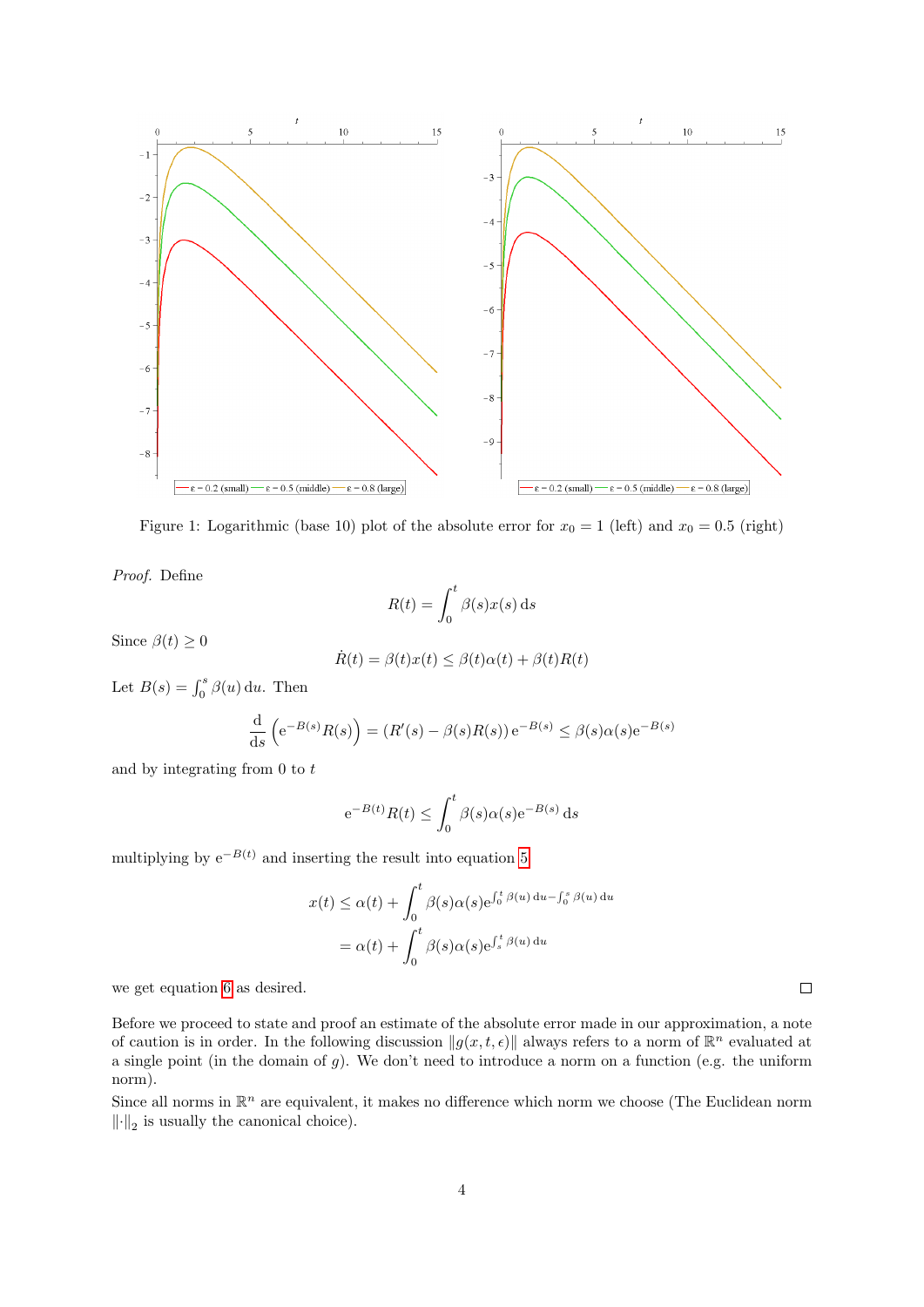Figure 1: Logarithmic (base 10) plot of the absolute error for $x_0 = 1$ (left) and $x_0 = 0.5$ (right)

*Proof.* Define

$$R(t) = \int_0^t \beta(s)x(s)\,\mathrm{d}s$$

Since $\beta(t) \geq 0$

$$\dot{R}(t) = \beta(t)x(t) \leq \beta(t)\alpha(t) + \beta(t)R(t)$$

Let $B(s) = \int_0^s \beta(u)\,\mathrm{d}u$. Then

$$\frac{\mathrm{d}}{\mathrm{d}s}\left(\mathrm{e}^{-B(s)}R(s)\right) = \left(R'(s) - \beta(s)R(s)\right)\mathrm{e}^{-B(s)} \leq \beta(s)\alpha(s)\mathrm{e}^{-B(s)}$$

and by integrating from 0 to $t$

$$\mathrm{e}^{-B(t)}R(t) \leq \int_0^t \beta(s)\alpha(s)\mathrm{e}^{-B(s)}\,\mathrm{d}s$$

multiplying by $\mathrm{e}^{-B(t)}$ and inserting the result into equation 5

$$\begin{aligned} x(t) &\leq \alpha(t) + \int_0^t \beta(s)\alpha(s)\mathrm{e}^{\int_0^t \beta(u)\,\mathrm{d}u - \int_0^s \beta(u)\,\mathrm{d}u} \\ &= \alpha(t) + \int_0^t \beta(s)\alpha(s)\mathrm{e}^{\int_s^t \beta(u)\,\mathrm{d}u} \end{aligned}$$

we get equation 6 as desired. $\square$

Before we proceed to state and proof an estimate of the absolute error made in our approximation, a note of caution is in order. In the following discussion $\|g(x, t, \epsilon)\|$ always refers to a norm of $\mathbb{R}^n$ evaluated at a single point (in the domain of $g$). We don't need to introduce a norm on a function (e.g. the uniform norm).

Since all norms in $\mathbb{R}^n$ are equivalent, it makes no difference which norm we choose (The Euclidean norm $\|\cdot\|_2$ is usually the canonical choice).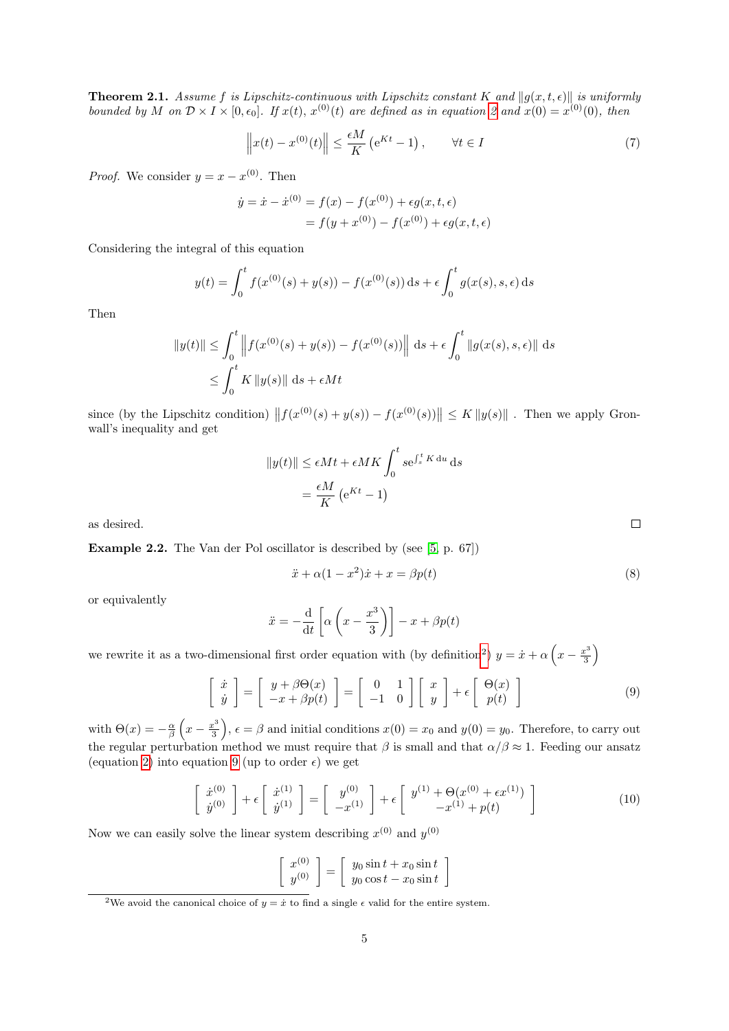**Theorem 2.1.** *Assume $f$ is Lipschitz-continuous with Lipschitz constant $K$ and $\|g(x,t,\epsilon)\|$ is uniformly bounded by $M$ on $\mathcal{D} \times I \times [0, \epsilon_0]$. If $x(t)$, $x^{(0)}(t)$ are defined as in equation 2 and $x(0) = x^{(0)}(0)$, then*

$$\left\| x(t) - x^{(0)}(t) \right\| \leq \frac{\epsilon M}{K} \left( \mathrm{e}^{Kt} - 1 \right), \qquad \forall t \in I \tag{7}$$

*Proof.* We consider $y = x - x^{(0)}$. Then

$$\begin{aligned} \dot{y} = \dot{x} - \dot{x}^{(0)} &= f(x) - f(x^{(0)}) + \epsilon g(x,t,\epsilon) \\ &= f(y + x^{(0)}) - f(x^{(0)}) + \epsilon g(x,t,\epsilon) \end{aligned}$$

Considering the integral of this equation

$$y(t) = \int_0^t f(x^{(0)}(s) + y(s)) - f(x^{(0)}(s)) \, \mathrm{d}s + \epsilon \int_0^t g(x(s), s, \epsilon) \, \mathrm{d}s$$

Then

$$\begin{aligned} \|y(t)\| &\leq \int_0^t \left\| f(x^{(0)}(s) + y(s)) - f(x^{(0)}(s)) \right\| \, \mathrm{d}s + \epsilon \int_0^t \|g(x(s), s, \epsilon)\| \, \mathrm{d}s \\ &\leq \int_0^t K \, \|y(s)\| \, \mathrm{d}s + \epsilon M t \end{aligned}$$

since (by the Lipschitz condition) $\left\| f(x^{(0)}(s) + y(s)) - f(x^{(0)}(s)) \right\| \leq K \|y(s)\|$ . Then we apply Gronwall's inequality and get

$$\begin{aligned} \|y(t)\| &\leq \epsilon M t + \epsilon M K \int_0^t s \mathrm{e}^{\int_s^t K \, \mathrm{d}u} \, \mathrm{d}s \\ &= \frac{\epsilon M}{K} \left( \mathrm{e}^{Kt} - 1 \right) \end{aligned}$$

as desired. ∎

**Example 2.2.** The Van der Pol oscillator is described by (see [5, p. 67])

$$\ddot{x} + \alpha(1 - x^2)\dot{x} + x = \beta p(t) \tag{8}$$

or equivalently

$$\ddot{x} = -\frac{\mathrm{d}}{\mathrm{d}t} \left[ \alpha \left( x - \frac{x^3}{3} \right) \right] - x + \beta p(t)$$

we rewrite it as a two-dimensional first order equation with (by definition[2]) $y = \dot{x} + \alpha \left( x - \frac{x^3}{3} \right)$

$$\left[ \begin{array}{c} \dot{x} \\ \dot{y} \end{array} \right] = \left[ \begin{array}{c} y + \beta \Theta(x) \\ -x + \beta p(t) \end{array} \right] = \left[ \begin{array}{cc} 0 & 1 \\ -1 & 0 \end{array} \right] \left[ \begin{array}{c} x \\ y \end{array} \right] + \epsilon \left[ \begin{array}{c} \Theta(x) \\ p(t) \end{array} \right] \tag{9}$$

with $\Theta(x) = -\frac{\alpha}{\beta} \left( x - \frac{x^3}{3} \right)$, $\epsilon = \beta$ and initial conditions $x(0) = x_0$ and $y(0) = y_0$. Therefore, to carry out the regular perturbation method we must require that $\beta$ is small and that $\alpha/\beta \approx 1$. Feeding our ansatz (equation 2) into equation 9 (up to order $\epsilon$) we get

$$\left[ \begin{array}{c} \dot{x}^{(0)} \\ \dot{y}^{(0)} \end{array} \right] + \epsilon \left[ \begin{array}{c} \dot{x}^{(1)} \\ \dot{y}^{(1)} \end{array} \right] = \left[ \begin{array}{c} y^{(0)} \\ -x^{(1)} \end{array} \right] + \epsilon \left[ \begin{array}{c} y^{(1)} + \Theta(x^{(0)} + \epsilon x^{(1)}) \\ -x^{(1)} + p(t) \end{array} \right] \tag{10}$$

Now we can easily solve the linear system describing $x^{(0)}$ and $y^{(0)}$

$$\left[ \begin{array}{c} x^{(0)} \\ y^{(0)} \end{array} \right] = \left[ \begin{array}{c} y_0 \sin t + x_0 \sin t \\ y_0 \cos t - x_0 \sin t \end{array} \right]$$

[2] We avoid the canonical choice of $y = \dot{x}$ to find a single $\epsilon$ valid for the entire system.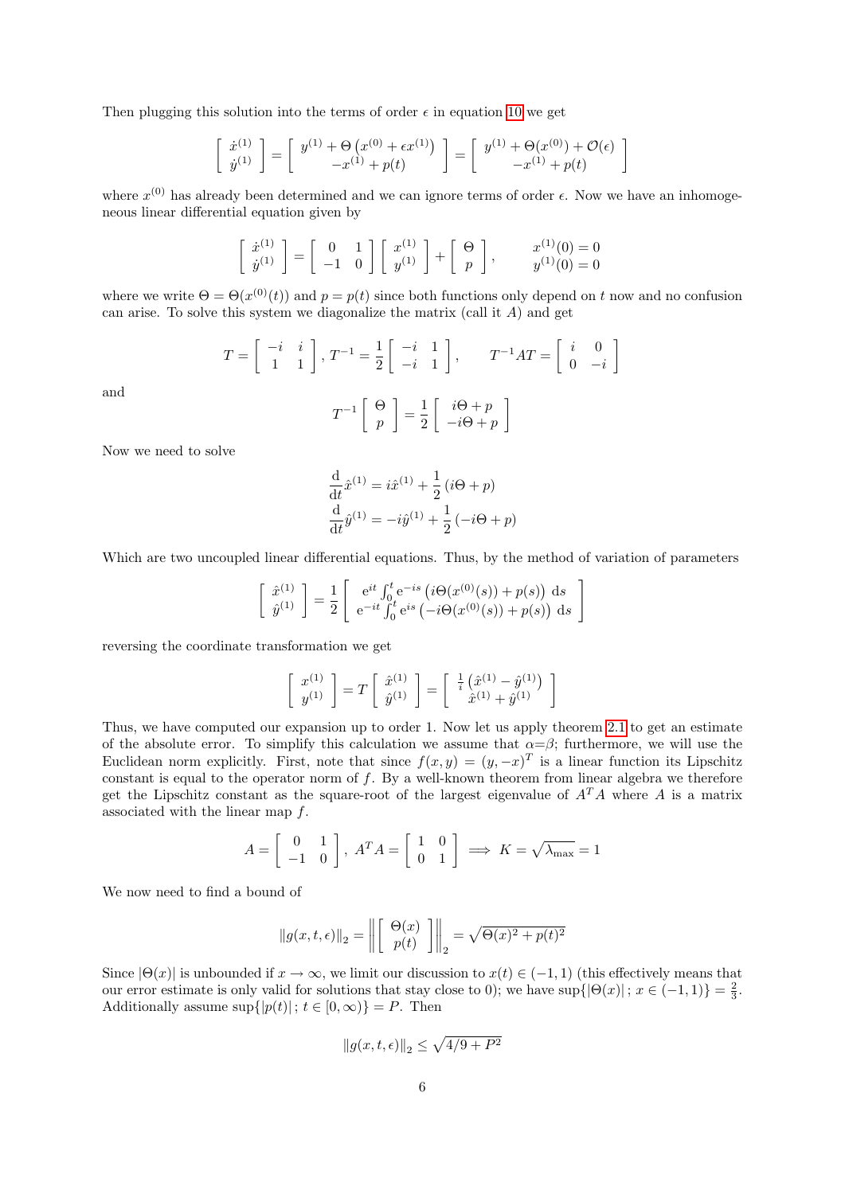Then plugging this solution into the terms of order $\epsilon$ in equation 10 we get

$$\begin{bmatrix} \dot{x}^{(1)} \\ \dot{y}^{(1)} \end{bmatrix} = \begin{bmatrix} y^{(1)} + \Theta\left(x^{(0)} + \epsilon x^{(1)}\right) \\ -x^{(1)} + p(t) \end{bmatrix} = \begin{bmatrix} y^{(1)} + \Theta(x^{(0)}) + \mathcal{O}(\epsilon) \\ -x^{(1)} + p(t) \end{bmatrix}$$

where $x^{(0)}$ has already been determined and we can ignore terms of order $\epsilon$. Now we have an inhomogeneous linear differential equation given by

$$\begin{bmatrix} \dot{x}^{(1)} \\ \dot{y}^{(1)} \end{bmatrix} = \begin{bmatrix} 0 & 1 \\ -1 & 0 \end{bmatrix} \begin{bmatrix} x^{(1)} \\ y^{(1)} \end{bmatrix} + \begin{bmatrix} \Theta \\ p \end{bmatrix}, \qquad \begin{matrix} x^{(1)}(0) = 0 \\ y^{(1)}(0) = 0 \end{matrix}$$

where we write $\Theta = \Theta(x^{(0)}(t))$ and $p = p(t)$ since both functions only depend on $t$ now and no confusion can arise. To solve this system we diagonalize the matrix (call it $A$) and get

$$T = \begin{bmatrix} -i & i \\ 1 & 1 \end{bmatrix}, T^{-1} = \frac{1}{2}\begin{bmatrix} -i & 1 \\ -i & 1 \end{bmatrix}, \qquad T^{-1}AT = \begin{bmatrix} i & 0 \\ 0 & -i \end{bmatrix}$$

and

$$T^{-1}\begin{bmatrix} \Theta \\ p \end{bmatrix} = \frac{1}{2}\begin{bmatrix} i\Theta + p \\ -i\Theta + p \end{bmatrix}$$

Now we need to solve

$$\frac{\mathrm{d}}{\mathrm{d}t}\hat{x}^{(1)} = i\hat{x}^{(1)} + \frac{1}{2}\left(i\Theta + p\right)$$
$$\frac{\mathrm{d}}{\mathrm{d}t}\hat{y}^{(1)} = -i\hat{y}^{(1)} + \frac{1}{2}\left(-i\Theta + p\right)$$

Which are two uncoupled linear differential equations. Thus, by the method of variation of parameters

$$\begin{bmatrix} \hat{x}^{(1)} \\ \hat{y}^{(1)} \end{bmatrix} = \frac{1}{2}\begin{bmatrix} \mathrm{e}^{it}\int_0^t \mathrm{e}^{-is}\left(i\Theta(x^{(0)}(s)) + p(s)\right)\,\mathrm{d}s \\ \mathrm{e}^{-it}\int_0^t \mathrm{e}^{is}\left(-i\Theta(x^{(0)}(s)) + p(s)\right)\,\mathrm{d}s \end{bmatrix}$$

reversing the coordinate transformation we get

$$\begin{bmatrix} x^{(1)} \\ y^{(1)} \end{bmatrix} = T\begin{bmatrix} \hat{x}^{(1)} \\ \hat{y}^{(1)} \end{bmatrix} = \begin{bmatrix} \frac{1}{i}\left(\hat{x}^{(1)} - \hat{y}^{(1)}\right) \\ \hat{x}^{(1)} + \hat{y}^{(1)} \end{bmatrix}$$

Thus, we have computed our expansion up to order 1. Now let us apply theorem 2.1 to get an estimate of the absolute error. To simplify this calculation we assume that $\alpha = \beta$; furthermore, we will use the Euclidean norm explicitly. First, note that since $f(x,y) = (y, -x)^T$ is a linear function its Lipschitz constant is equal to the operator norm of $f$. By a well-known theorem from linear algebra we therefore get the Lipschitz constant as the square-root of the largest eigenvalue of $A^TA$ where $A$ is a matrix associated with the linear map $f$.

$$A = \begin{bmatrix} 0 & 1 \\ -1 & 0 \end{bmatrix}, \; A^TA = \begin{bmatrix} 1 & 0 \\ 0 & 1 \end{bmatrix} \implies K = \sqrt{\lambda_{\max}} = 1$$

We now need to find a bound of

$$\|g(x,t,\epsilon)\|_2 = \left\|\begin{bmatrix} \Theta(x) \\ p(t) \end{bmatrix}\right\|_2 = \sqrt{\Theta(x)^2 + p(t)^2}$$

Since $|\Theta(x)|$ is unbounded if $x \to \infty$, we limit our discussion to $x(t) \in (-1, 1)$ (this effectively means that our error estimate is only valid for solutions that stay close to 0); we have $\sup\{|\Theta(x)|\,;\, x \in (-1,1)\} = \frac{2}{3}$. Additionally assume $\sup\{|p(t)|\,;\, t \in [0,\infty)\} = P$. Then

$$\|g(x,t,\epsilon)\|_2 \leq \sqrt{4/9 + P^2}$$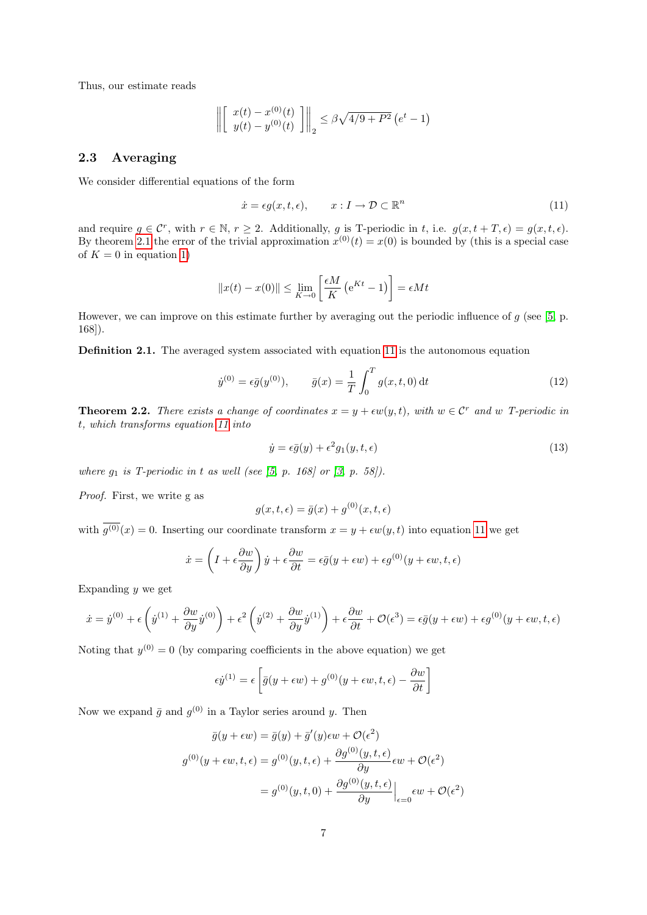Thus, our estimate reads

$$\left\|\left[\begin{array}{c} x(t)-x^{(0)}(t) \\ y(t)-y^{(0)}(t) \end{array}\right]\right\|_2 \leq \beta\sqrt{4/9+P^2}\left(\mathrm{e}^t-1\right)$$

### 2.3 Averaging

We consider differential equations of the form

$$\dot{x} = \epsilon g(x,t,\epsilon), \qquad x : I \to \mathcal{D} \subset \mathbb{R}^n \tag{11}$$

and require $g \in \mathcal{C}^r$, with $r \in \mathbb{N}$, $r \geq 2$. Additionally, $g$ is T-periodic in $t$, i.e. $g(x, t+T, \epsilon) = g(x,t,\epsilon)$. By theorem 2.1 the error of the trivial approximation $x^{(0)}(t) = x(0)$ is bounded by (this is a special case of $K = 0$ in equation 1)

$$\|x(t) - x(0)\| \leq \lim_{K\to 0}\left[\frac{\epsilon M}{K}\left(\mathrm{e}^{Kt}-1\right)\right] = \epsilon M t$$

However, we can improve on this estimate further by averaging out the periodic influence of $g$ (see [5, p. 168]).

**Definition 2.1.** The averaged system associated with equation 11 is the autonomous equation

$$\dot{y}^{(0)} = \epsilon\bar{g}(y^{(0)}), \qquad \bar{g}(x) = \frac{1}{T}\int_0^T g(x,t,0)\,\mathrm{d}t \tag{12}$$

**Theorem 2.2.** *There exists a change of coordinates $x = y + \epsilon w(y,t)$, with $w \in \mathcal{C}^r$ and $w$ T-periodic in $t$, which transforms equation 11 into*

$$\dot{y} = \epsilon\bar{g}(y) + \epsilon^2 g_1(y,t,\epsilon) \tag{13}$$

*where $g_1$ is T-periodic in $t$ as well (see [5, p. 168] or [3, p. 58]).*

*Proof.* First, we write g as

$$g(x,t,\epsilon) = \bar{g}(x) + g^{(0)}(x,t,\epsilon)$$

with $\overline{g^{(0)}}(x) = 0$. Inserting our coordinate transform $x = y + \epsilon w(y,t)$ into equation 11 we get

$$\dot{x} = \left(I + \epsilon\frac{\partial w}{\partial y}\right)\dot{y} + \epsilon\frac{\partial w}{\partial t} = \epsilon\bar{g}(y+\epsilon w) + \epsilon g^{(0)}(y+\epsilon w, t, \epsilon)$$

Expanding $y$ we get

$$\dot{x} = \dot{y}^{(0)} + \epsilon\left(\dot{y}^{(1)} + \frac{\partial w}{\partial y}\dot{y}^{(0)}\right) + \epsilon^2\left(\dot{y}^{(2)} + \frac{\partial w}{\partial y}\dot{y}^{(1)}\right) + \epsilon\frac{\partial w}{\partial t} + \mathcal{O}(\epsilon^3) = \epsilon\bar{g}(y+\epsilon w) + \epsilon g^{(0)}(y+\epsilon w,t,\epsilon)$$

Noting that $y^{(0)} = 0$ (by comparing coefficients in the above equation) we get

$$\epsilon\dot{y}^{(1)} = \epsilon\left[\bar{g}(y+\epsilon w) + g^{(0)}(y+\epsilon w,t,\epsilon) - \frac{\partial w}{\partial t}\right]$$

Now we expand $\bar{g}$ and $g^{(0)}$ in a Taylor series around $y$. Then

$$\begin{aligned}
\bar{g}(y+\epsilon w) &= \bar{g}(y) + \bar{g}'(y)\epsilon w + \mathcal{O}(\epsilon^2) \\
g^{(0)}(y+\epsilon w,t,\epsilon) &= g^{(0)}(y,t,\epsilon) + \frac{\partial g^{(0)}(y,t,\epsilon)}{\partial y}\epsilon w + \mathcal{O}(\epsilon^2) \\
&= g^{(0)}(y,t,0) + \frac{\partial g^{(0)}(y,t,\epsilon)}{\partial y}\Big|_{\epsilon=0}\epsilon w + \mathcal{O}(\epsilon^2)
\end{aligned}$$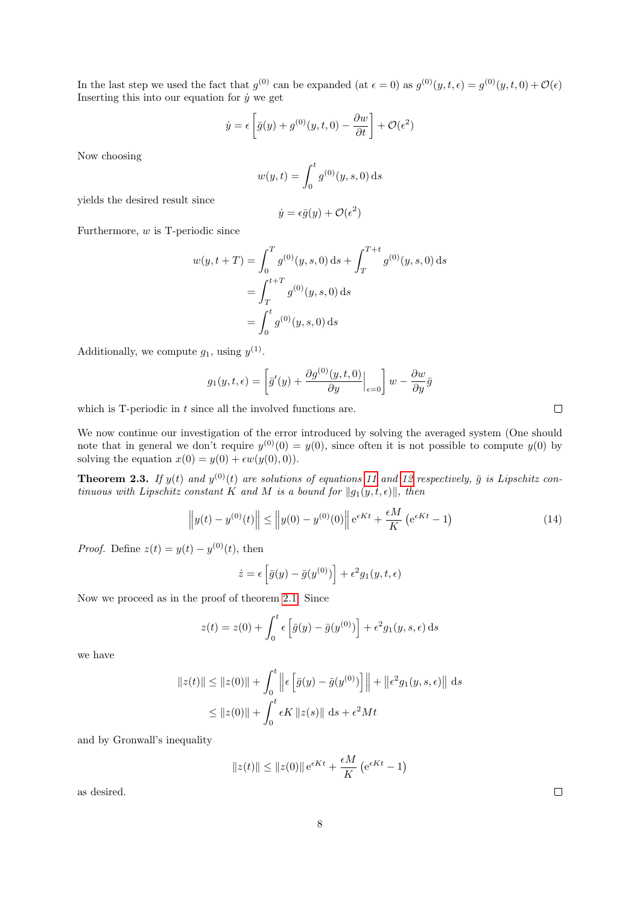In the last step we used the fact that $g^{(0)}$ can be expanded (at $\epsilon = 0$) as $g^{(0)}(y,t,\epsilon) = g^{(0)}(y,t,0) + \mathcal{O}(\epsilon)$ Inserting this into our equation for $\dot{y}$ we get

$$\dot{y} = \epsilon \left[ \bar{g}(y) + g^{(0)}(y,t,0) - \frac{\partial w}{\partial t} \right] + \mathcal{O}(\epsilon^2)$$

Now choosing

$$w(y,t) = \int_0^t g^{(0)}(y,s,0) \, \mathrm{d}s$$

yields the desired result since

$$\dot{y} = \epsilon \bar{g}(y) + \mathcal{O}(\epsilon^2)$$

Furthermore, $w$ is T-periodic since

$$\begin{aligned}
w(y,t+T) &= \int_0^T g^{(0)}(y,s,0) \, \mathrm{d}s + \int_T^{T+t} g^{(0)}(y,s,0) \, \mathrm{d}s \\
&= \int_T^{t+T} g^{(0)}(y,s,0) \, \mathrm{d}s \\
&= \int_0^t g^{(0)}(y,s,0) \, \mathrm{d}s
\end{aligned}$$

Additionally, we compute $g_1$, using $y^{(1)}$.

$$g_1(y,t,\epsilon) = \left[ \bar{g}'(y) + \frac{\partial g^{(0)}(y,t,0)}{\partial y} \Big|_{\epsilon=0} \right] w - \frac{\partial w}{\partial y} \bar{g}$$

which is T-periodic in $t$ since all the involved functions are. ∎

We now continue our investigation of the error introduced by solving the averaged system (One should note that in general we don't require $y^{(0)}(0) = y(0)$, since often it is not possible to compute $y(0)$ by solving the equation $x(0) = y(0) + \epsilon w(y(0),0)$).

**Theorem 2.3.** *If $y(t)$ and $y^{(0)}(t)$ are solutions of equations 11 and 12 respectively, $\bar{g}$ is Lipschitz continuous with Lipschitz constant $K$ and $M$ is a bound for $\|g_1(y,t,\epsilon)\|$, then*

$$\left\| y(t) - y^{(0)}(t) \right\| \leq \left\| y(0) - y^{(0)}(0) \right\| \mathrm{e}^{\epsilon K t} + \frac{\epsilon M}{K} \left( \mathrm{e}^{\epsilon K t} - 1 \right) \tag{14}$$

*Proof.* Define $z(t) = y(t) - y^{(0)}(t)$, then

$$\dot{z} = \epsilon \left[ \bar{g}(y) - \bar{g}(y^{(0)}) \right] + \epsilon^2 g_1(y,t,\epsilon)$$

Now we proceed as in the proof of theorem 2.1. Since

$$z(t) = z(0) + \int_0^t \epsilon \left[ \bar{g}(y) - \bar{g}(y^{(0)}) \right] + \epsilon^2 g_1(y,s,\epsilon) \, \mathrm{d}s$$

we have

$$\begin{aligned}
\|z(t)\| &\leq \|z(0)\| + \int_0^t \left\| \epsilon \left[ \bar{g}(y) - \bar{g}(y^{(0)}) \right] \right\| + \left\| \epsilon^2 g_1(y,s,\epsilon) \right\| \, \mathrm{d}s \\
&\leq \|z(0)\| + \int_0^t \epsilon K \|z(s)\| \, \mathrm{d}s + \epsilon^2 M t
\end{aligned}$$

and by Gronwall's inequality

$$\|z(t)\| \leq \|z(0)\| \mathrm{e}^{\epsilon K t} + \frac{\epsilon M}{K} \left( \mathrm{e}^{\epsilon K t} - 1 \right)$$

as desired. ∎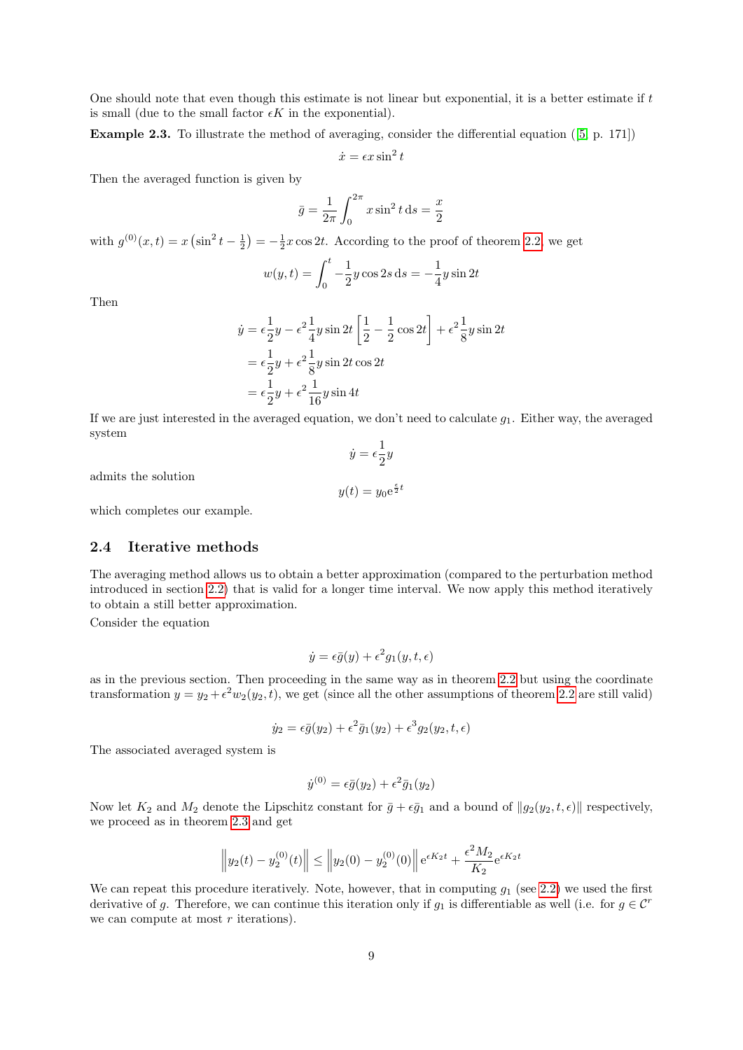One should note that even though this estimate is not linear but exponential, it is a better estimate if $t$ is small (due to the small factor $\epsilon K$ in the exponential).

**Example 2.3.** To illustrate the method of averaging, consider the differential equation ([5] p. 171])

$$\dot{x} = \epsilon x \sin^2 t$$

Then the averaged function is given by

$$\bar{g} = \frac{1}{2\pi} \int_0^{2\pi} x \sin^2 t \, \mathrm{d}s = \frac{x}{2}$$

with $g^{(0)}(x,t) = x\left(\sin^2 t - \frac{1}{2}\right) = -\frac{1}{2} x \cos 2t$. According to the proof of theorem 2.2, we get

$$w(y,t) = \int_0^t -\frac{1}{2} y \cos 2s \, \mathrm{d}s = -\frac{1}{4} y \sin 2t$$

Then

$$\begin{aligned}
\dot{y} &= \epsilon \frac{1}{2} y - \epsilon^2 \frac{1}{4} y \sin 2t \left[\frac{1}{2} - \frac{1}{2} \cos 2t\right] + \epsilon^2 \frac{1}{8} y \sin 2t \\
&= \epsilon \frac{1}{2} y + \epsilon^2 \frac{1}{8} y \sin 2t \cos 2t \\
&= \epsilon \frac{1}{2} y + \epsilon^2 \frac{1}{16} y \sin 4t
\end{aligned}$$

If we are just interested in the averaged equation, we don't need to calculate $g_1$. Either way, the averaged system

$$\dot{y} = \epsilon \frac{1}{2} y$$

admits the solution

$$y(t) = y_0 \mathrm{e}^{\frac{\epsilon}{2} t}$$

which completes our example.

### 2.4 Iterative methods

The averaging method allows us to obtain a better approximation (compared to the perturbation method introduced in section 2.2) that is valid for a longer time interval. We now apply this method iteratively to obtain a still better approximation.

Consider the equation

$$\dot{y} = \epsilon \bar{g}(y) + \epsilon^2 g_1(y, t, \epsilon)$$

as in the previous section. Then proceeding in the same way as in theorem 2.2 but using the coordinate transformation $y = y_2 + \epsilon^2 w_2(y_2, t)$, we get (since all the other assumptions of theorem 2.2 are still valid)

$$\dot{y}_2 = \epsilon \bar{g}(y_2) + \epsilon^2 \bar{g}_1(y_2) + \epsilon^3 g_2(y_2, t, \epsilon)$$

The associated averaged system is

$$\dot{y}^{(0)} = \epsilon \bar{g}(y_2) + \epsilon^2 \bar{g}_1(y_2)$$

Now let $K_2$ and $M_2$ denote the Lipschitz constant for $\bar{g} + \epsilon \bar{g}_1$ and a bound of $\|g_2(y_2, t, \epsilon)\|$ respectively, we proceed as in theorem 2.3 and get

$$\left\| y_2(t) - y_2^{(0)}(t) \right\| \leq \left\| y_2(0) - y_2^{(0)}(0) \right\| \mathrm{e}^{\epsilon K_2 t} + \frac{\epsilon^2 M_2}{K_2} \mathrm{e}^{\epsilon K_2 t}$$

We can repeat this procedure iteratively. Note, however, that in computing $g_1$ (see 2.2) we used the first derivative of $g$. Therefore, we can continue this iteration only if $g_1$ is differentiable as well (i.e. for $g \in \mathcal{C}^r$ we can compute at most $r$ iterations).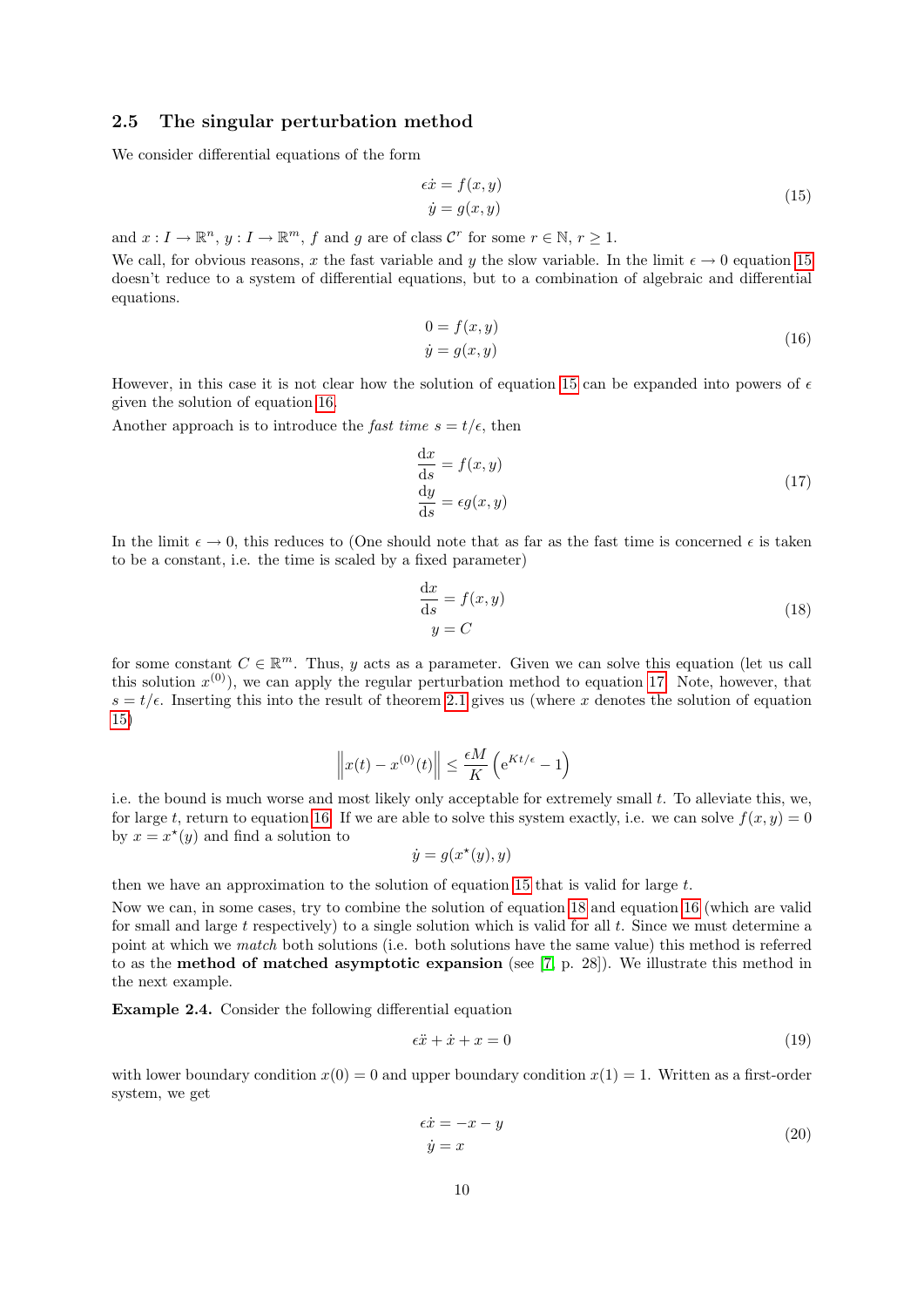### 2.5 The singular perturbation method

We consider differential equations of the form

$$\begin{aligned} \epsilon \dot{x} &= f(x, y) \\ \dot{y} &= g(x, y) \end{aligned} \tag{15}$$

and $x : I \to \mathbb{R}^n$, $y : I \to \mathbb{R}^m$, $f$ and $g$ are of class $\mathcal{C}^r$ for some $r \in \mathbb{N}$, $r \geq 1$.

We call, for obvious reasons, $x$ the fast variable and $y$ the slow variable. In the limit $\epsilon \to 0$ equation 15 doesn't reduce to a system of differential equations, but to a combination of algebraic and differential equations.

$$\begin{aligned} 0 &= f(x, y) \\ \dot{y} &= g(x, y) \end{aligned} \tag{16}$$

However, in this case it is not clear how the solution of equation 15 can be expanded into powers of $\epsilon$ given the solution of equation 16.

Another approach is to introduce the *fast time* $s = t/\epsilon$, then

$$\begin{aligned} \frac{\mathrm{d}x}{\mathrm{d}s} &= f(x, y) \\ \frac{\mathrm{d}y}{\mathrm{d}s} &= \epsilon g(x, y) \end{aligned} \tag{17}$$

In the limit $\epsilon \to 0$, this reduces to (One should note that as far as the fast time is concerned $\epsilon$ is taken to be a constant, i.e. the time is scaled by a fixed parameter)

$$\begin{aligned} \frac{\mathrm{d}x}{\mathrm{d}s} &= f(x, y) \\ y &= C \end{aligned} \tag{18}$$

for some constant $C \in \mathbb{R}^m$. Thus, $y$ acts as a parameter. Given we can solve this equation (let us call this solution $x^{(0)}$), we can apply the regular perturbation method to equation 17. Note, however, that $s = t/\epsilon$. Inserting this into the result of theorem 2.1 gives us (where $x$ denotes the solution of equation 15)

$$\left\| x(t) - x^{(0)}(t) \right\| \leq \frac{\epsilon M}{K} \left( \mathrm{e}^{Kt/\epsilon} - 1 \right)$$

i.e. the bound is much worse and most likely only acceptable for extremely small $t$. To alleviate this, we, for large $t$, return to equation 16. If we are able to solve this system exactly, i.e. we can solve $f(x, y) = 0$ by $x = x^\star(y)$ and find a solution to

$$\dot{y} = g(x^\star(y), y)$$

then we have an approximation to the solution of equation 15 that is valid for large $t$.

Now we can, in some cases, try to combine the solution of equation 18 and equation 16 (which are valid for small and large $t$ respectively) to a single solution which is valid for all $t$. Since we must determine a point at which we *match* both solutions (i.e. both solutions have the same value) this method is referred to as the **method of matched asymptotic expansion** (see [7, p. 28]). We illustrate this method in the next example.

**Example 2.4.** Consider the following differential equation

$$\epsilon \ddot{x} + \dot{x} + x = 0 \tag{19}$$

with lower boundary condition $x(0) = 0$ and upper boundary condition $x(1) = 1$. Written as a first-order system, we get

$$\begin{aligned} \epsilon \dot{x} &= -x - y \\ \dot{y} &= x \end{aligned} \tag{20}$$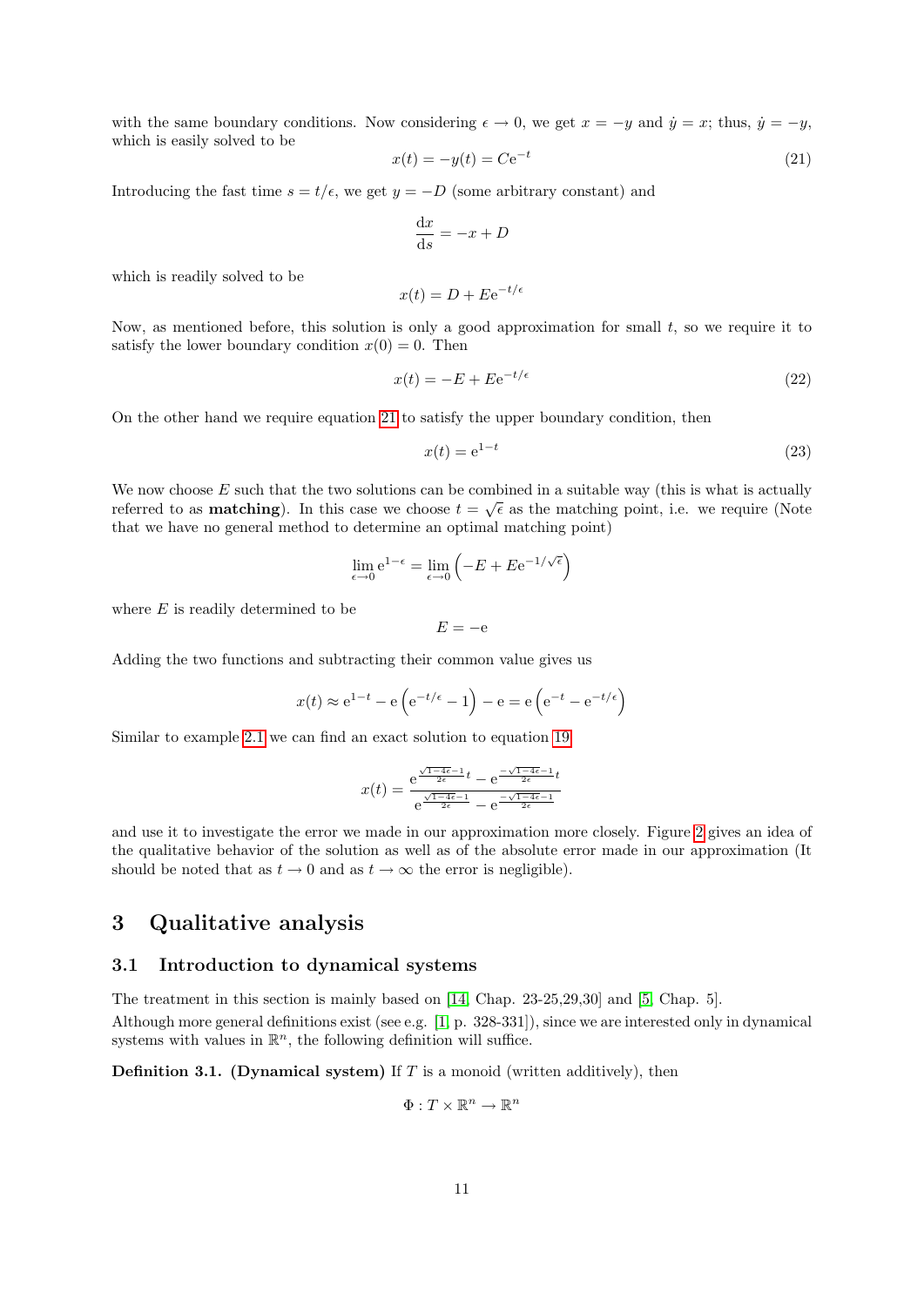with the same boundary conditions. Now considering $\epsilon \to 0$, we get $x = -y$ and $\dot{y} = x$; thus, $\dot{y} = -y$, which is easily solved to be

$$x(t) = -y(t) = C\mathrm{e}^{-t} \tag{21}$$

Introducing the fast time $s = t/\epsilon$, we get $y = -D$ (some arbitrary constant) and

$$\frac{\mathrm{d}x}{\mathrm{d}s} = -x + D$$

which is readily solved to be

$$x(t) = D + E\mathrm{e}^{-t/\epsilon}$$

Now, as mentioned before, this solution is only a good approximation for small $t$, so we require it to satisfy the lower boundary condition $x(0) = 0$. Then

$$x(t) = -E + E\mathrm{e}^{-t/\epsilon} \tag{22}$$

On the other hand we require equation 21 to satisfy the upper boundary condition, then

$$x(t) = \mathrm{e}^{1-t} \tag{23}$$

We now choose $E$ such that the two solutions can be combined in a suitable way (this is what is actually referred to as **matching**). In this case we choose $t = \sqrt{\epsilon}$ as the matching point, i.e. we require (Note that we have no general method to determine an optimal matching point)

$$\lim_{\epsilon \to 0} \mathrm{e}^{1-\epsilon} = \lim_{\epsilon \to 0} \left( -E + E\mathrm{e}^{-1/\sqrt{\epsilon}} \right)$$

where $E$ is readily determined to be

$$E = -\mathrm{e}$$

Adding the two functions and subtracting their common value gives us

$$x(t) \approx \mathrm{e}^{1-t} - \mathrm{e}\left(\mathrm{e}^{-t/\epsilon} - 1\right) - \mathrm{e} = \mathrm{e}\left(\mathrm{e}^{-t} - \mathrm{e}^{-t/\epsilon}\right)$$

Similar to example 2.1 we can find an exact solution to equation 19

$$x(t) = \frac{\mathrm{e}^{\frac{\sqrt{1-4\epsilon}-1}{2\epsilon}t} - \mathrm{e}^{\frac{-\sqrt{1-4\epsilon}-1}{2\epsilon}t}}{\mathrm{e}^{\frac{\sqrt{1-4\epsilon}-1}{2\epsilon}} - \mathrm{e}^{\frac{-\sqrt{1-4\epsilon}-1}{2\epsilon}}}$$

and use it to investigate the error we made in our approximation more closely. Figure 2 gives an idea of the qualitative behavior of the solution as well as of the absolute error made in our approximation (It should be noted that as $t \to 0$ and as $t \to \infty$ the error is negligible).

# 3 Qualitative analysis

## 3.1 Introduction to dynamical systems

The treatment in this section is mainly based on [14, Chap. 23-25,29,30] and [5, Chap. 5].

Although more general definitions exist (see e.g. [1, p. 328-331]), since we are interested only in dynamical systems with values in $\mathbb{R}^n$, the following definition will suffice.

**Definition 3.1. (Dynamical system)** If $T$ is a monoid (written additively), then

$$\Phi : T \times \mathbb{R}^n \to \mathbb{R}^n$$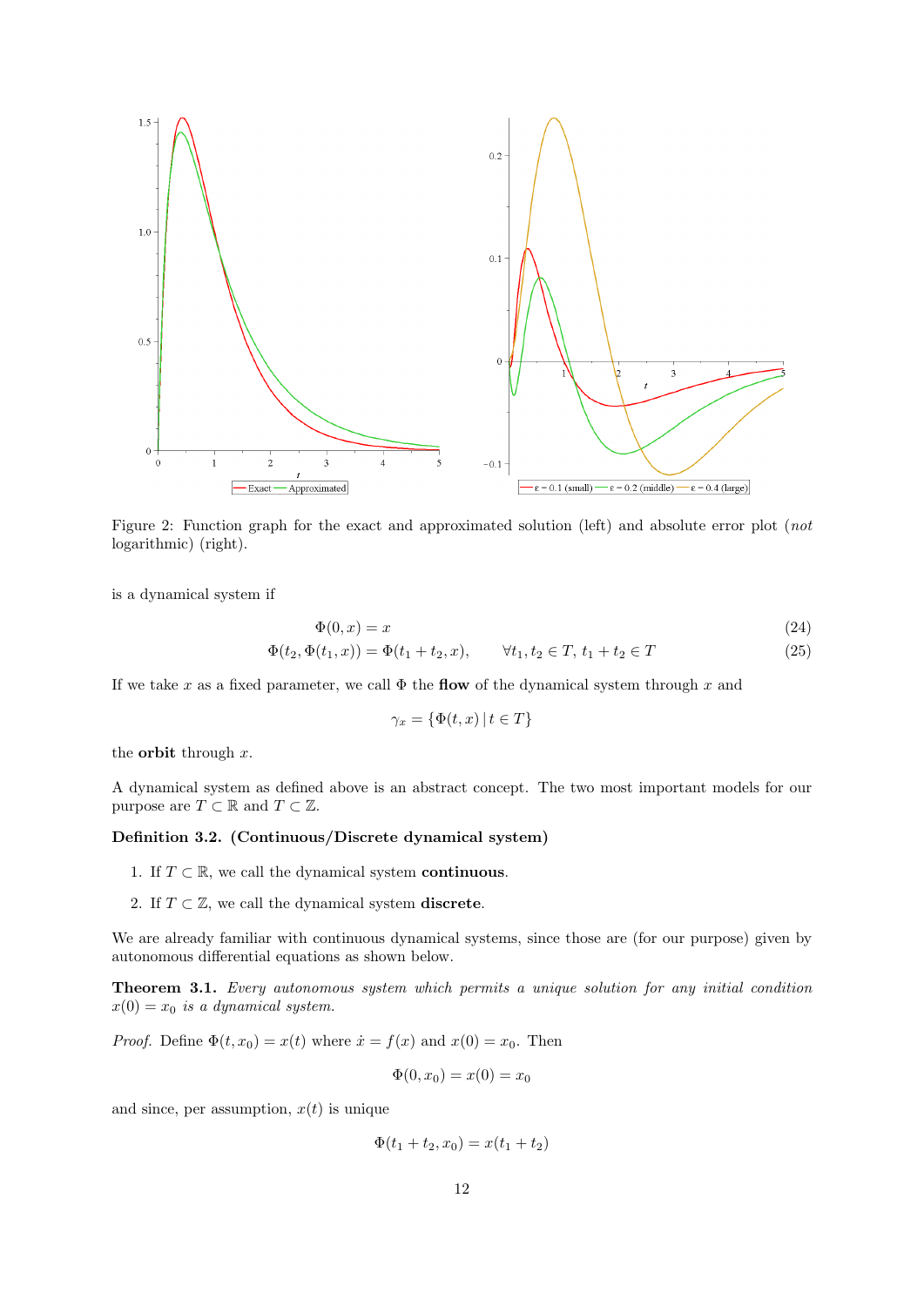Figure 2: Function graph for the exact and approximated solution (left) and absolute error plot (*not* logarithmic) (right).

is a dynamical system if

$$\Phi(0, x) = x \tag{24}$$

$$\Phi(t_2, \Phi(t_1, x)) = \Phi(t_1 + t_2, x), \qquad \forall t_1, t_2 \in T,\ t_1 + t_2 \in T \tag{25}$$

If we take $x$ as a fixed parameter, we call $\Phi$ the **flow** of the dynamical system through $x$ and

$$\gamma_x = \{\Phi(t, x) \,|\, t \in T\}$$

the **orbit** through $x$.

A dynamical system as defined above is an abstract concept. The two most important models for our purpose are $T \subset \mathbb{R}$ and $T \subset \mathbb{Z}$.

**Definition 3.2. (Continuous/Discrete dynamical system)**

1. If $T \subset \mathbb{R}$, we call the dynamical system **continuous**.
2. If $T \subset \mathbb{Z}$, we call the dynamical system **discrete**.

We are already familiar with continuous dynamical systems, since those are (for our purpose) given by autonomous differential equations as shown below.

**Theorem 3.1.** *Every autonomous system which permits a unique solution for any initial condition $x(0) = x_0$ is a dynamical system.*

*Proof.* Define $\Phi(t, x_0) = x(t)$ where $\dot{x} = f(x)$ and $x(0) = x_0$. Then

$$\Phi(0, x_0) = x(0) = x_0$$

and since, per assumption, $x(t)$ is unique

$$\Phi(t_1 + t_2, x_0) = x(t_1 + t_2)$$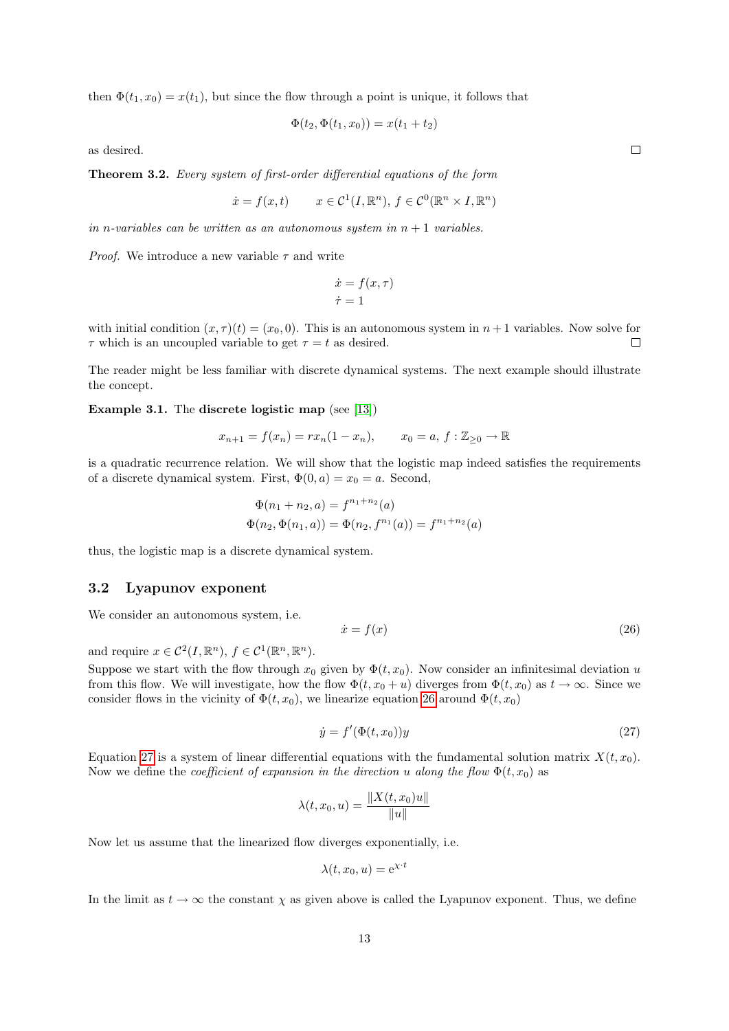then $\Phi(t_1, x_0) = x(t_1)$, but since the flow through a point is unique, it follows that

$$\Phi(t_2, \Phi(t_1, x_0)) = x(t_1 + t_2)$$

as desired. $\square$

**Theorem 3.2.** *Every system of first-order differential equations of the form*

$$\dot{x} = f(x, t) \qquad x \in \mathcal{C}^1(I, \mathbb{R}^n),\ f \in \mathcal{C}^0(\mathbb{R}^n \times I, \mathbb{R}^n)$$

*in n-variables can be written as an autonomous system in $n + 1$ variables.*

*Proof.* We introduce a new variable $\tau$ and write

$$\dot{x} = f(x, \tau)$$
$$\dot{\tau} = 1$$

with initial condition $(x, \tau)(t) = (x_0, 0)$. This is an autonomous system in $n+1$ variables. Now solve for $\tau$ which is an uncoupled variable to get $\tau = t$ as desired. $\square$

The reader might be less familiar with discrete dynamical systems. The next example should illustrate the concept.

**Example 3.1.** The **discrete logistic map** (see [13])

$$x_{n+1} = f(x_n) = r x_n (1 - x_n), \qquad x_0 = a,\ f : \mathbb{Z}_{\geq 0} \to \mathbb{R}$$

is a quadratic recurrence relation. We will show that the logistic map indeed satisfies the requirements of a discrete dynamical system. First, $\Phi(0, a) = x_0 = a$. Second,

$$\Phi(n_1 + n_2, a) = f^{n_1 + n_2}(a)$$
$$\Phi(n_2, \Phi(n_1, a)) = \Phi(n_2, f^{n_1}(a)) = f^{n_1 + n_2}(a)$$

thus, the logistic map is a discrete dynamical system.

### 3.2 Lyapunov exponent

We consider an autonomous system, i.e.

$$\dot{x} = f(x) \tag{26}$$

and require $x \in \mathcal{C}^2(I, \mathbb{R}^n)$, $f \in \mathcal{C}^1(\mathbb{R}^n, \mathbb{R}^n)$.

Suppose we start with the flow through $x_0$ given by $\Phi(t, x_0)$. Now consider an infinitesimal deviation $u$ from this flow. We will investigate, how the flow $\Phi(t, x_0 + u)$ diverges from $\Phi(t, x_0)$ as $t \to \infty$. Since we consider flows in the vicinity of $\Phi(t, x_0)$, we linearize equation 26 around $\Phi(t, x_0)$

$$\dot{y} = f'(\Phi(t, x_0)) y \tag{27}$$

Equation 27 is a system of linear differential equations with the fundamental solution matrix $X(t, x_0)$. Now we define the *coefficient of expansion in the direction u along the flow* $\Phi(t, x_0)$ as

$$\lambda(t, x_0, u) = \frac{\|X(t, x_0) u\|}{\|u\|}$$

Now let us assume that the linearized flow diverges exponentially, i.e.

$$\lambda(t, x_0, u) = \mathrm{e}^{\chi \cdot t}$$

In the limit as $t \to \infty$ the constant $\chi$ as given above is called the Lyapunov exponent. Thus, we define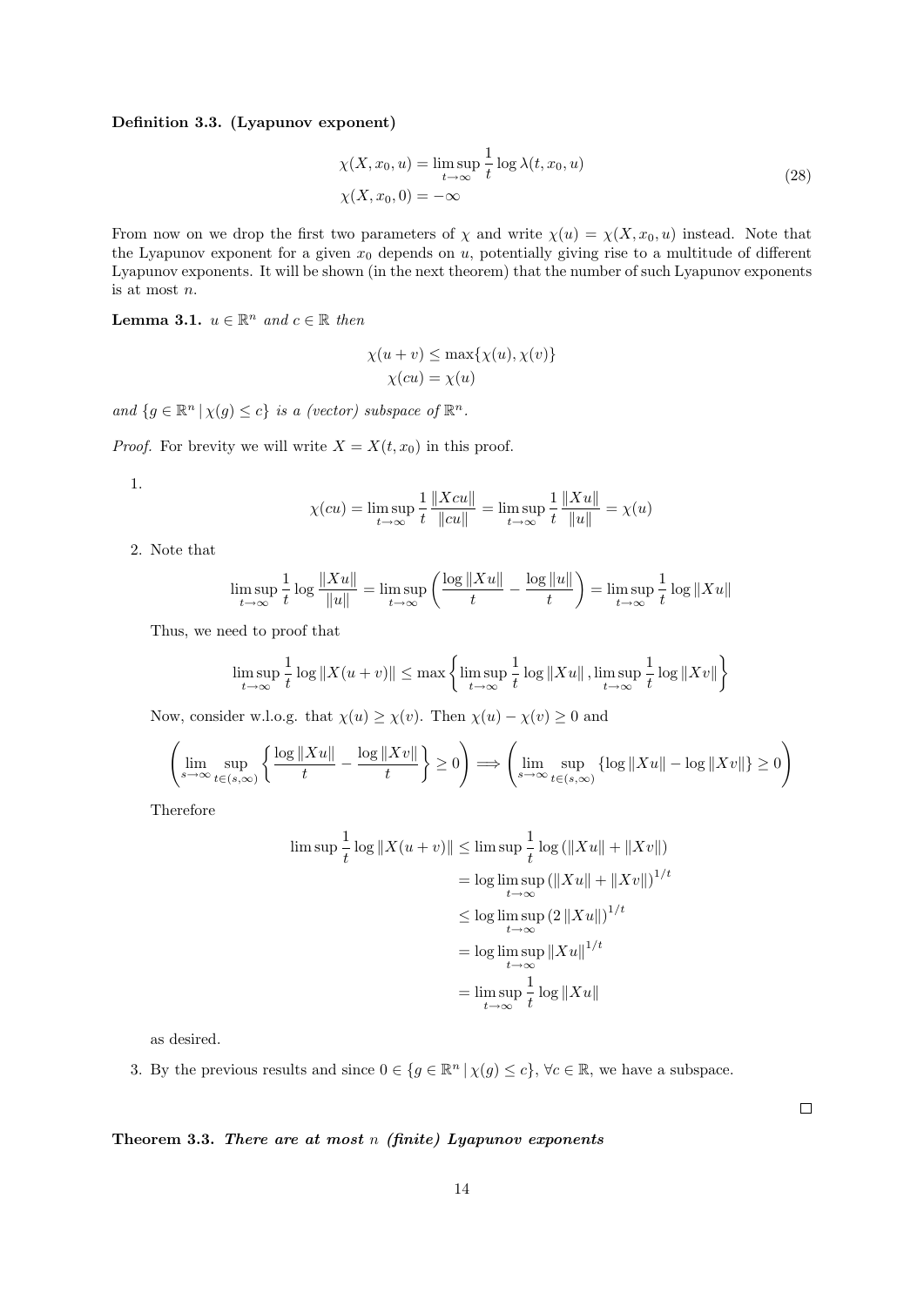**Definition 3.3. (Lyapunov exponent)**

$$
\begin{aligned}
\chi(X, x_0, u) &= \limsup_{t\to\infty} \frac{1}{t} \log \lambda(t, x_0, u) \\
\chi(X, x_0, 0) &= -\infty
\end{aligned}
\tag{28}
$$

From now on we drop the first two parameters of $\chi$ and write $\chi(u) = \chi(X, x_0, u)$ instead. Note that the Lyapunov exponent for a given $x_0$ depends on $u$, potentially giving rise to a multitude of different Lyapunov exponents. It will be shown (in the next theorem) that the number of such Lyapunov exponents is at most $n$.

**Lemma 3.1.** *$u \in \mathbb{R}^n$ and $c \in \mathbb{R}$ then*

$$
\begin{aligned}
\chi(u + v) &\leq \max\{\chi(u), \chi(v)\} \\
\chi(cu) &= \chi(u)
\end{aligned}
$$

*and $\{g \in \mathbb{R}^n \,|\, \chi(g) \leq c\}$ is a (vector) subspace of $\mathbb{R}^n$.*

*Proof.* For brevity we will write $X = X(t, x_0)$ in this proof.

1.
$$
\chi(cu) = \limsup_{t\to\infty} \frac{1}{t} \frac{\|Xcu\|}{\|cu\|} = \limsup_{t\to\infty} \frac{1}{t} \frac{\|Xu\|}{\|u\|} = \chi(u)
$$

2. Note that

$$
\limsup_{t\to\infty} \frac{1}{t} \log \frac{\|Xu\|}{\|u\|} = \limsup_{t\to\infty} \left( \frac{\log \|Xu\|}{t} - \frac{\log \|u\|}{t} \right) = \limsup_{t\to\infty} \frac{1}{t} \log \|Xu\|
$$

Thus, we need to proof that

$$
\limsup_{t\to\infty} \frac{1}{t} \log \|X(u + v)\| \leq \max \left\{ \limsup_{t\to\infty} \frac{1}{t} \log \|Xu\|, \limsup_{t\to\infty} \frac{1}{t} \log \|Xv\| \right\}
$$

Now, consider w.l.o.g. that $\chi(u) \geq \chi(v)$. Then $\chi(u) - \chi(v) \geq 0$ and

$$
\left( \lim_{s\to\infty} \sup_{t\in(s,\infty)} \left\{ \frac{\log \|Xu\|}{t} - \frac{\log \|Xv\|}{t} \right\} \geq 0 \right) \implies \left( \lim_{s\to\infty} \sup_{t\in(s,\infty)} \{\log \|Xu\| - \log \|Xv\|\} \geq 0 \right)
$$

Therefore

$$
\begin{aligned}
\limsup \frac{1}{t} \log \|X(u + v)\| &\leq \limsup \frac{1}{t} \log \left(\|Xu\| + \|Xv\|\right) \\
&= \log \limsup_{t\to\infty} \left(\|Xu\| + \|Xv\|\right)^{1/t} \\
&\leq \log \limsup_{t\to\infty} \left(2 \|Xu\|\right)^{1/t} \\
&= \log \limsup_{t\to\infty} \|Xu\|^{1/t} \\
&= \limsup_{t\to\infty} \frac{1}{t} \log \|Xu\|
\end{aligned}
$$

as desired.

3. By the previous results and since $0 \in \{g \in \mathbb{R}^n \,|\, \chi(g) \leq c\}$, $\forall c \in \mathbb{R}$, we have a subspace.

□

**Theorem 3.3.** ***There are at most $n$ (finite) Lyapunov exponents***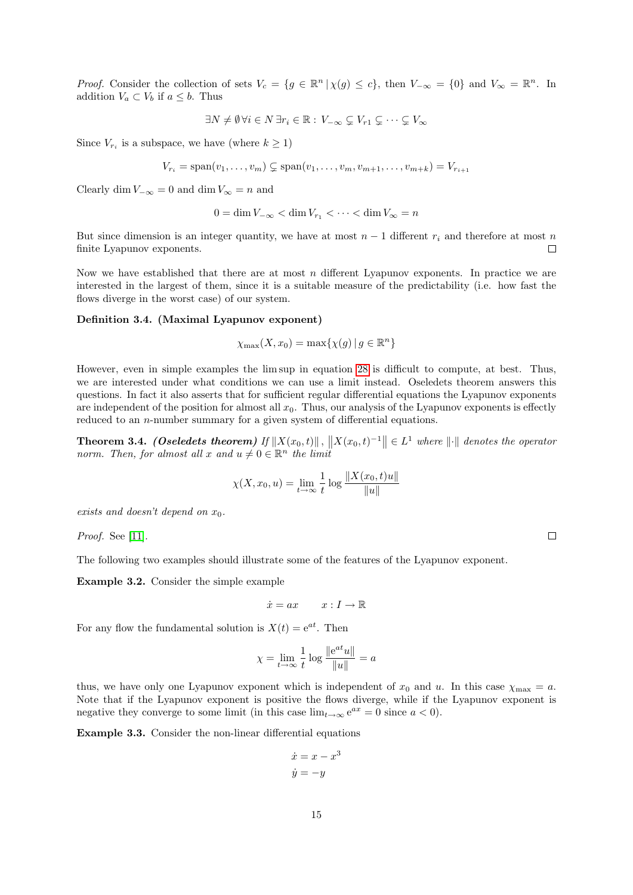*Proof.* Consider the collection of sets $V_c = \{g \in \mathbb{R}^n \,|\, \chi(g) \leq c\}$, then $V_{-\infty} = \{0\}$ and $V_\infty = \mathbb{R}^n$. In addition $V_a \subset V_b$ if $a \leq b$. Thus

$$\exists N \neq \emptyset \,\forall i \in N \,\exists r_i \in \mathbb{R} : V_{-\infty} \subsetneq V_{r1} \subsetneq \cdots \subsetneq V_\infty$$

Since $V_{r_i}$ is a subspace, we have (where $k \geq 1$)

$$V_{r_i} = \text{span}(v_1, \ldots, v_m) \subsetneq \text{span}(v_1, \ldots, v_m, v_{m+1}, \ldots, v_{m+k}) = V_{r_{i+1}}$$

Clearly $\dim V_{-\infty} = 0$ and $\dim V_\infty = n$ and

$$0 = \dim V_{-\infty} < \dim V_{r_1} < \cdots < \dim V_\infty = n$$

But since dimension is an integer quantity, we have at most $n-1$ different $r_i$ and therefore at most $n$ finite Lyapunov exponents. □

Now we have established that there are at most $n$ different Lyapunov exponents. In practice we are interested in the largest of them, since it is a suitable measure of the predictability (i.e. how fast the flows diverge in the worst case) of our system.

**Definition 3.4. (Maximal Lyapunov exponent)**

$$\chi_{\max}(X, x_0) = \max\{\chi(g) \,|\, g \in \mathbb{R}^n\}$$

However, even in simple examples the lim sup in equation 28 is difficult to compute, at best. Thus, we are interested under what conditions we can use a limit instead. Oseledets theorem answers this questions. In fact it also asserts that for sufficient regular differential equations the Lyapunov exponents are independent of the position for almost all $x_0$. Thus, our analysis of the Lyapunov exponents is effectly reduced to an $n$-number summary for a given system of differential equations.

**Theorem 3.4.** ***(Oseledets theorem)*** *If* $\|X(x_0, t)\|, \left\|X(x_0, t)^{-1}\right\| \in L^1$ *where* $\|\cdot\|$ *denotes the operator norm. Then, for almost all* $x$ *and* $u \neq 0 \in \mathbb{R}^n$ *the limit*

$$\chi(X, x_0, u) = \lim_{t \to \infty} \frac{1}{t} \log \frac{\|X(x_0, t)u\|}{\|u\|}$$

*exists and doesn't depend on* $x_0$.

*Proof.* See [11]. □

The following two examples should illustrate some of the features of the Lyapunov exponent.

**Example 3.2.** Consider the simple example

$$\dot{x} = ax \qquad x : I \to \mathbb{R}$$

For any flow the fundamental solution is $X(t) = \mathrm{e}^{at}$. Then

$$\chi = \lim_{t \to \infty} \frac{1}{t} \log \frac{\|\mathrm{e}^{at} u\|}{\|u\|} = a$$

thus, we have only one Lyapunov exponent which is independent of $x_0$ and $u$. In this case $\chi_{\max} = a$. Note that if the Lyapunov exponent is positive the flows diverge, while if the Lyapunov exponent is negative they converge to some limit (in this case $\lim_{t \to \infty} \mathrm{e}^{ax} = 0$ since $a < 0$).

**Example 3.3.** Consider the non-linear differential equations

$$\dot{x} = x - x^3$$
$$\dot{y} = -y$$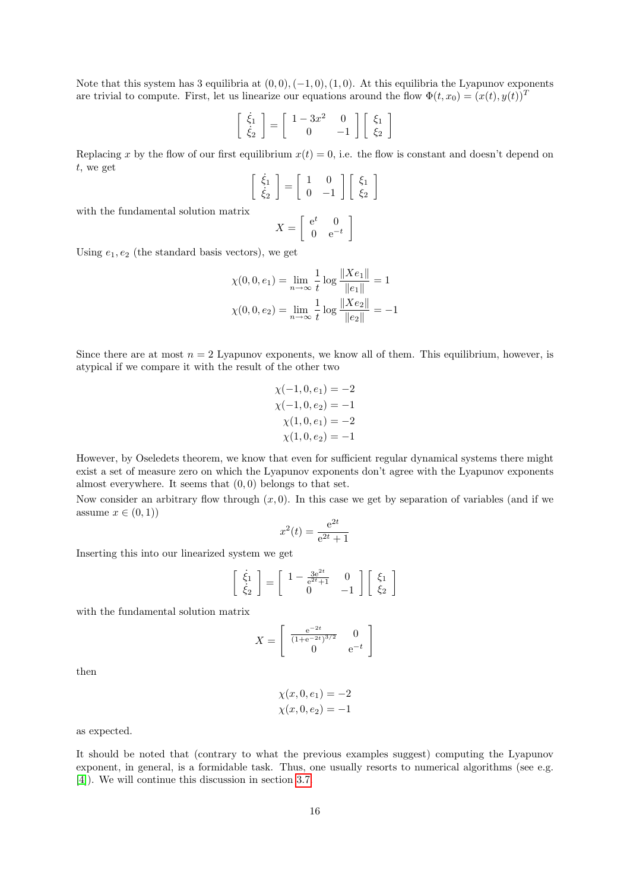Note that this system has 3 equilibria at $(0,0), (-1,0), (1,0)$. At this equilibria the Lyapunov exponents are trivial to compute. First, let us linearize our equations around the flow $\Phi(t, x_0) = (x(t), y(t))^T$

$$
\left[\begin{array}{c} \dot{\xi}_1 \\ \dot{\xi}_2 \end{array}\right] = \left[\begin{array}{cc} 1-3x^2 & 0 \\ 0 & -1 \end{array}\right] \left[\begin{array}{c} \xi_1 \\ \xi_2 \end{array}\right]
$$

Replacing $x$ by the flow of our first equilibrium $x(t) = 0$, i.e. the flow is constant and doesn't depend on $t$, we get

$$
\left[\begin{array}{c} \dot{\xi}_1 \\ \dot{\xi}_2 \end{array}\right] = \left[\begin{array}{cc} 1 & 0 \\ 0 & -1 \end{array}\right] \left[\begin{array}{c} \xi_1 \\ \xi_2 \end{array}\right]
$$

with the fundamental solution matrix

$$
X = \left[\begin{array}{cc} \mathrm{e}^t & 0 \\ 0 & \mathrm{e}^{-t} \end{array}\right]
$$

Using $e_1, e_2$ (the standard basis vectors), we get

$$
\chi(0,0,e_1) = \lim_{n\to\infty} \frac{1}{t} \log \frac{\|Xe_1\|}{\|e_1\|} = 1
$$

$$
\chi(0,0,e_2) = \lim_{n\to\infty} \frac{1}{t} \log \frac{\|Xe_2\|}{\|e_2\|} = -1
$$

Since there are at most $n = 2$ Lyapunov exponents, we know all of them. This equilibrium, however, is atypical if we compare it with the result of the other two

$$
\chi(-1,0,e_1) = -2
$$
$$
\chi(-1,0,e_2) = -1
$$
$$
\chi(1,0,e_1) = -2
$$
$$
\chi(1,0,e_2) = -1
$$

However, by Oseledets theorem, we know that even for sufficient regular dynamical systems there might exist a set of measure zero on which the Lyapunov exponents don't agree with the Lyapunov exponents almost everywhere. It seems that $(0,0)$ belongs to that set.

Now consider an arbitrary flow through $(x, 0)$. In this case we get by separation of variables (and if we assume $x \in (0,1)$)

$$
x^2(t) = \frac{\mathrm{e}^{2t}}{\mathrm{e}^{2t}+1}
$$

Inserting this into our linearized system we get

$$
\left[\begin{array}{c} \dot{\xi}_1 \\ \dot{\xi}_2 \end{array}\right] = \left[\begin{array}{cc} 1-\frac{3\mathrm{e}^{2t}}{\mathrm{e}^{2t}+1} & 0 \\ 0 & -1 \end{array}\right] \left[\begin{array}{c} \xi_1 \\ \xi_2 \end{array}\right]
$$

with the fundamental solution matrix

$$
X = \left[\begin{array}{cc} \frac{\mathrm{e}^{-2t}}{(1+\mathrm{e}^{-2t})^{3/2}} & 0 \\ 0 & \mathrm{e}^{-t} \end{array}\right]
$$

then

$$
\chi(x,0,e_1) = -2
$$
$$
\chi(x,0,e_2) = -1
$$

as expected.

It should be noted that (contrary to what the previous examples suggest) computing the Lyapunov exponent, in general, is a formidable task. Thus, one usually resorts to numerical algorithms (see e.g. [4]). We will continue this discussion in section 3.7.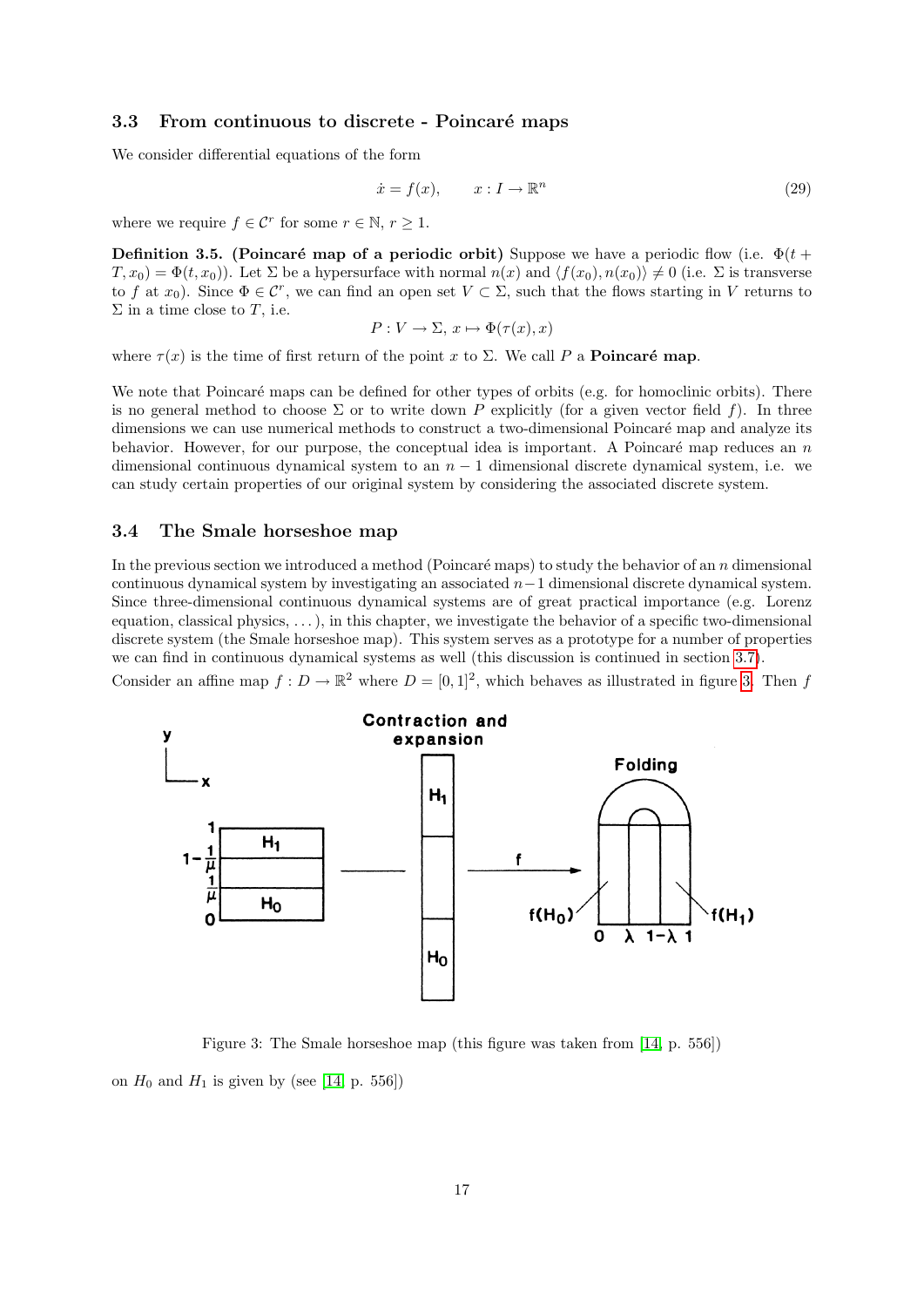### 3.3 From continuous to discrete - Poincaré maps

We consider differential equations of the form

$$\dot{x} = f(x), \qquad x : I \to \mathbb{R}^n \tag{29}$$

where we require $f \in \mathcal{C}^r$ for some $r \in \mathbb{N}$, $r \geq 1$.

**Definition 3.5. (Poincaré map of a periodic orbit)** Suppose we have a periodic flow (i.e. $\Phi(t + T, x_0) = \Phi(t, x_0)$). Let $\Sigma$ be a hypersurface with normal $n(x)$ and $\langle f(x_0), n(x_0) \rangle \neq 0$ (i.e. $\Sigma$ is transverse to $f$ at $x_0$). Since $\Phi \in \mathcal{C}^r$, we can find an open set $V \subset \Sigma$, such that the flows starting in $V$ returns to $\Sigma$ in a time close to $T$, i.e.

$$P : V \to \Sigma,\ x \mapsto \Phi(\tau(x), x)$$

where $\tau(x)$ is the time of first return of the point $x$ to $\Sigma$. We call $P$ a **Poincaré map**.

We note that Poincaré maps can be defined for other types of orbits (e.g. for homoclinic orbits). There is no general method to choose $\Sigma$ or to write down $P$ explicitly (for a given vector field $f$). In three dimensions we can use numerical methods to construct a two-dimensional Poincaré map and analyze its behavior. However, for our purpose, the conceptual idea is important. A Poincaré map reduces an $n$ dimensional continuous dynamical system to an $n-1$ dimensional discrete dynamical system, i.e. we can study certain properties of our original system by considering the associated discrete system.

### 3.4 The Smale horseshoe map

In the previous section we introduced a method (Poincaré maps) to study the behavior of an $n$ dimensional continuous dynamical system by investigating an associated $n-1$ dimensional discrete dynamical system. Since three-dimensional continuous dynamical systems are of great practical importance (e.g. Lorenz equation, classical physics, ...), in this chapter, we investigate the behavior of a specific two-dimensional discrete system (the Smale horseshoe map). This system serves as a prototype for a number of properties we can find in continuous dynamical systems as well (this discussion is continued in section 3.7).

Consider an affine map $f : D \to \mathbb{R}^2$ where $D = [0, 1]^2$, which behaves as illustrated in figure 3. Then $f$

Figure 3: The Smale horseshoe map (this figure was taken from [14, p. 556])

on $H_0$ and $H_1$ is given by (see [14, p. 556])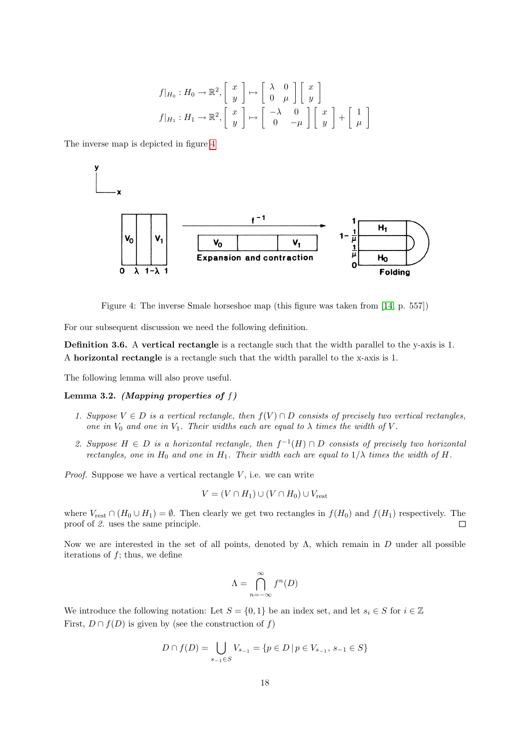$$f|_{H_0} : H_0 \to \mathbb{R}^2, \begin{bmatrix} x \\ y \end{bmatrix} \mapsto \begin{bmatrix} \lambda & 0 \\ 0 & \mu \end{bmatrix} \begin{bmatrix} x \\ y \end{bmatrix}$$

$$f|_{H_1} : H_1 \to \mathbb{R}^2, \begin{bmatrix} x \\ y \end{bmatrix} \mapsto \begin{bmatrix} -\lambda & 0 \\ 0 & -\mu \end{bmatrix} \begin{bmatrix} x \\ y \end{bmatrix} + \begin{bmatrix} 1 \\ \mu \end{bmatrix}$$

The inverse map is depicted in figure 4.

Figure 4: The inverse Smale horseshoe map (this figure was taken from [14, p. 557])

For our subsequent discussion we need the following definition.

**Definition 3.6.** A **vertical rectangle** is a rectangle such that the width parallel to the y-axis is 1. A **horizontal rectangle** is a rectangle such that the width parallel to the x-axis is 1.

The following lemma will also prove useful.

**Lemma 3.2.** ***(Mapping properties of $f$)***

1. *Suppose $V \in D$ is a vertical rectangle, then $f(V) \cap D$ consists of precisely two vertical rectangles, one in $V_0$ and one in $V_1$. Their widths each are equal to $\lambda$ times the width of $V$.*
2. *Suppose $H \in D$ is a horizontal rectangle, then $f^{-1}(H) \cap D$ consists of precisely two horizontal rectangles, one in $H_0$ and one in $H_1$. Their width each are equal to $1/\lambda$ times the width of $H$.*

*Proof.* Suppose we have a vertical rectangle $V$, i.e. we can write

$$V = (V \cap H_1) \cup (V \cap H_0) \cup V_{\text{rest}}$$

where $V_{\text{rest}} \cap (H_0 \cup H_1) = \emptyset$. Then clearly we get two rectangles in $f(H_0)$ and $f(H_1)$ respectively. The proof of *2.* uses the same principle. □

Now we are interested in the set of all points, denoted by $\Lambda$, which remain in $D$ under all possible iterations of $f$; thus, we define

$$\Lambda = \bigcap_{n=-\infty}^{\infty} f^n(D)$$

We introduce the following notation: Let $S = \{0, 1\}$ be an index set, and let $s_i \in S$ for $i \in \mathbb{Z}$
First, $D \cap f(D)$ is given by (see the construction of $f$)

$$D \cap f(D) = \bigcup_{s_{-1} \in S} V_{s_{-1}} = \{p \in D \,|\, p \in V_{s_{-1}},\, s_{-1} \in S\}$$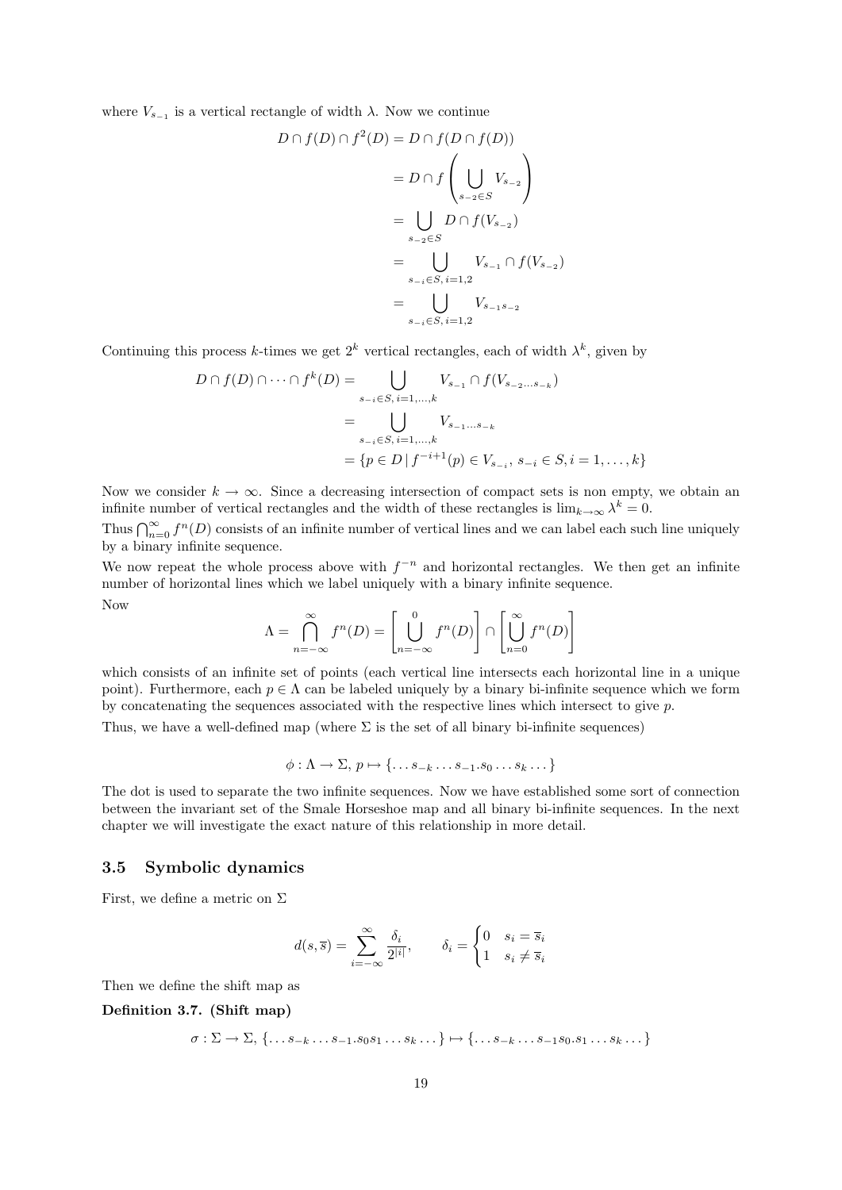where $V_{s_{-1}}$ is a vertical rectangle of width $\lambda$. Now we continue

$$
\begin{aligned}
D \cap f(D) \cap f^2(D) &= D \cap f(D \cap f(D)) \\
&= D \cap f\left(\bigcup_{s_{-2} \in S} V_{s_{-2}}\right) \\
&= \bigcup_{s_{-2} \in S} D \cap f(V_{s_{-2}}) \\
&= \bigcup_{s_{-i} \in S,\, i=1,2} V_{s_{-1}} \cap f(V_{s_{-2}}) \\
&= \bigcup_{s_{-i} \in S,\, i=1,2} V_{s_{-1}s_{-2}}
\end{aligned}
$$

Continuing this process $k$-times we get $2^k$ vertical rectangles, each of width $\lambda^k$, given by

$$
\begin{aligned}
D \cap f(D) \cap \cdots \cap f^k(D) &= \bigcup_{s_{-i} \in S,\, i=1,\ldots,k} V_{s_{-1}} \cap f(V_{s_{-2}\ldots s_{-k}}) \\
&= \bigcup_{s_{-i} \in S,\, i=1,\ldots,k} V_{s_{-1}\ldots s_{-k}} \\
&= \{p \in D \,|\, f^{-i+1}(p) \in V_{s_{-i}},\, s_{-i} \in S, i = 1, \ldots, k\}
\end{aligned}
$$

Now we consider $k \to \infty$. Since a decreasing intersection of compact sets is non empty, we obtain an infinite number of vertical rectangles and the width of these rectangles is $\lim_{k\to\infty} \lambda^k = 0$.

Thus $\bigcap_{n=0}^{\infty} f^n(D)$ consists of an infinite number of vertical lines and we can label each such line uniquely by a binary infinite sequence.

We now repeat the whole process above with $f^{-n}$ and horizontal rectangles. We then get an infinite number of horizontal lines which we label uniquely with a binary infinite sequence.

Now

$$
\Lambda = \bigcap_{n=-\infty}^{\infty} f^n(D) = \left[\bigcup_{n=-\infty}^{0} f^n(D)\right] \cap \left[\bigcup_{n=0}^{\infty} f^n(D)\right]
$$

which consists of an infinite set of points (each vertical line intersects each horizontal line in a unique point). Furthermore, each $p \in \Lambda$ can be labeled uniquely by a binary bi-infinite sequence which we form by concatenating the sequences associated with the respective lines which intersect to give $p$.

Thus, we have a well-defined map (where $\Sigma$ is the set of all binary bi-infinite sequences)

$$
\phi : \Lambda \to \Sigma,\, p \mapsto \{\ldots s_{-k} \ldots s_{-1}.s_0 \ldots s_k \ldots\}
$$

The dot is used to separate the two infinite sequences. Now we have established some sort of connection between the invariant set of the Smale Horseshoe map and all binary bi-infinite sequences. In the next chapter we will investigate the exact nature of this relationship in more detail.

### 3.5 Symbolic dynamics

First, we define a metric on $\Sigma$

$$
d(s, \overline{s}) = \sum_{i=-\infty}^{\infty} \frac{\delta_i}{2^{|i|}}, \qquad \delta_i = \begin{cases} 0 & s_i = \overline{s}_i \\ 1 & s_i \neq \overline{s}_i \end{cases}
$$

Then we define the shift map as

**Definition 3.7. (Shift map)**

$$
\sigma : \Sigma \to \Sigma,\, \{\ldots s_{-k} \ldots s_{-1}.s_0 s_1 \ldots s_k \ldots\} \mapsto \{\ldots s_{-k} \ldots s_{-1} s_0.s_1 \ldots s_k \ldots\}
$$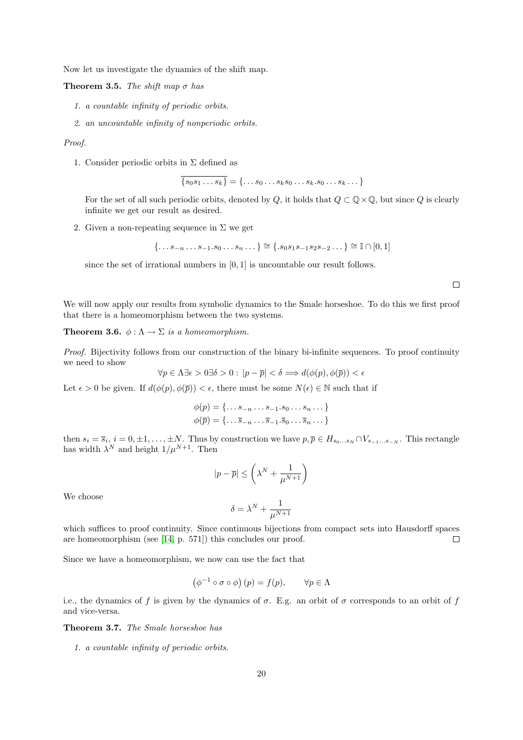Now let us investigate the dynamics of the shift map.

**Theorem 3.5.** *The shift map $\sigma$ has*

1. *a countable infinity of periodic orbits.*
2. *an uncountable infinity of nonperiodic orbits.*

*Proof.*

1. Consider periodic orbits in $\Sigma$ defined as

$$\overline{\{s_0 s_1 \dots s_k\}} = \{\dots s_0 \dots s_k s_0 \dots s_k . s_0 \dots s_k \dots\}$$

For the set of all such periodic orbits, denoted by $Q$, it holds that $Q \subset \mathbb{Q} \times \mathbb{Q}$, but since $Q$ is clearly infinite we get our result as desired.

2. Given a non-repeating sequence in $\Sigma$ we get

$$\{\dots s_{-n} \dots s_{-1} . s_0 \dots s_n \dots\} \cong \{.s_0 s_1 s_{-1} s_2 s_{-2} \dots\} \cong \mathbb{I} \cap [0,1]$$

since the set of irrational numbers in $[0,1]$ is uncountable our result follows.

$\square$

We will now apply our results from symbolic dynamics to the Smale horseshoe. To do this we first proof that there is a homeomorphism between the two systems.

**Theorem 3.6.** *$\phi : \Lambda \to \Sigma$ is a homeomorphism.*

*Proof.* Bijectivity follows from our construction of the binary bi-infinite sequences. To proof continuity we need to show

$$\forall p \in \Lambda \exists \epsilon > 0 \exists \delta > 0 : |p - \overline{p}| < \delta \Longrightarrow d(\phi(p), \phi(\overline{p})) < \epsilon$$

Let $\epsilon > 0$ be given. If $d(\phi(p), \phi(\overline{p})) < \epsilon$, there must be some $N(\epsilon) \in \mathbb{N}$ such that if

$$\phi(p) = \{\dots s_{-n} \dots s_{-1} . s_0 \dots s_n \dots\}$$
$$\phi(\overline{p}) = \{\dots \overline{s}_{-n} \dots \overline{s}_{-1} . \overline{s}_0 \dots \overline{s}_n \dots\}$$

then $s_i = \overline{s}_i$, $i = 0, \pm 1, \dots, \pm N$. Thus by construction we have $p, \overline{p} \in H_{s_0 \dots s_N} \cap V_{s_{-1} \dots s_{-N}}$. This rectangle has width $\lambda^N$ and height $1/\mu^{N+1}$. Then

$$|p - \overline{p}| \leq \left(\lambda^N + \frac{1}{\mu^{N+1}}\right)$$

We choose

$$\delta = \lambda^N + \frac{1}{\mu^{N+1}}$$

which suffices to proof continuity. Since continuous bijections from compact sets into Hausdorff spaces are homeomorphism (see [14, p. 571]) this concludes our proof. $\square$

Since we have a homeomorphism, we now can use the fact that

$$\left(\phi^{-1} \circ \sigma \circ \phi\right)(p) = f(p), \qquad \forall p \in \Lambda$$

i.e., the dynamics of $f$ is given by the dynamics of $\sigma$. E.g. an orbit of $\sigma$ corresponds to an orbit of $f$ and vice-versa.

**Theorem 3.7.** *The Smale horseshoe has*

1. *a countable infinity of periodic orbits.*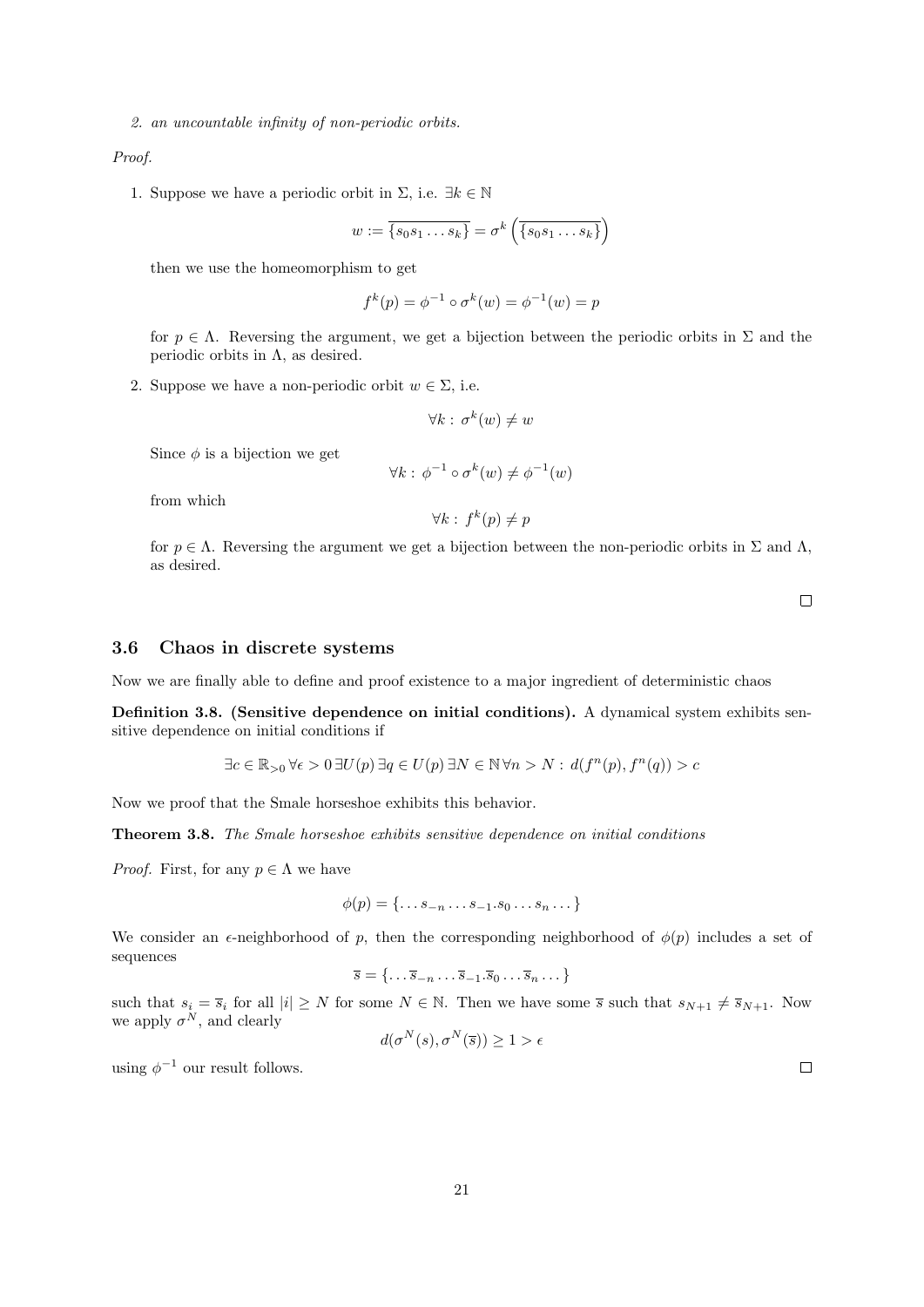2. *an uncountable infinity of non-periodic orbits.*

*Proof.*

1. Suppose we have a periodic orbit in $\Sigma$, i.e. $\exists k \in \mathbb{N}$

$$w := \overline{\{s_0 s_1 \dots s_k\}} = \sigma^k \left( \overline{\{s_0 s_1 \dots s_k\}} \right)$$

then we use the homeomorphism to get

$$f^k(p) = \phi^{-1} \circ \sigma^k(w) = \phi^{-1}(w) = p$$

for $p \in \Lambda$. Reversing the argument, we get a bijection between the periodic orbits in $\Sigma$ and the periodic orbits in $\Lambda$, as desired.

2. Suppose we have a non-periodic orbit $w \in \Sigma$, i.e.

$$\forall k : \, \sigma^k(w) \neq w$$

Since $\phi$ is a bijection we get

$$\forall k : \, \phi^{-1} \circ \sigma^k(w) \neq \phi^{-1}(w)$$

from which

$$\forall k : \, f^k(p) \neq p$$

for $p \in \Lambda$. Reversing the argument we get a bijection between the non-periodic orbits in $\Sigma$ and $\Lambda$, as desired.

□

### 3.6 Chaos in discrete systems

Now we are finally able to define and proof existence to a major ingredient of deterministic chaos

**Definition 3.8. (Sensitive dependence on initial conditions).** A dynamical system exhibits sensitive dependence on initial conditions if

$$\exists c \in \mathbb{R}_{>0} \, \forall \epsilon > 0 \, \exists U(p) \, \exists q \in U(p) \, \exists N \in \mathbb{N} \, \forall n > N : \, d(f^n(p), f^n(q)) > c$$

Now we proof that the Smale horseshoe exhibits this behavior.

**Theorem 3.8.** *The Smale horseshoe exhibits sensitive dependence on initial conditions*

*Proof.* First, for any $p \in \Lambda$ we have

$$\phi(p) = \{ \dots s_{-n} \dots s_{-1} . s_0 \dots s_n \dots \}$$

We consider an $\epsilon$-neighborhood of $p$, then the corresponding neighborhood of $\phi(p)$ includes a set of sequences

$$\overline{s} = \{ \dots \overline{s}_{-n} \dots \overline{s}_{-1} . \overline{s}_0 \dots \overline{s}_n \dots \}$$

such that $s_i = \overline{s}_i$ for all $|i| \geq N$ for some $N \in \mathbb{N}$. Then we have some $\overline{s}$ such that $s_{N+1} \neq \overline{s}_{N+1}$. Now we apply $\sigma^N$, and clearly

$$d(\sigma^N(s), \sigma^N(\overline{s})) \geq 1 > \epsilon$$

using $\phi^{-1}$ our result follows.

□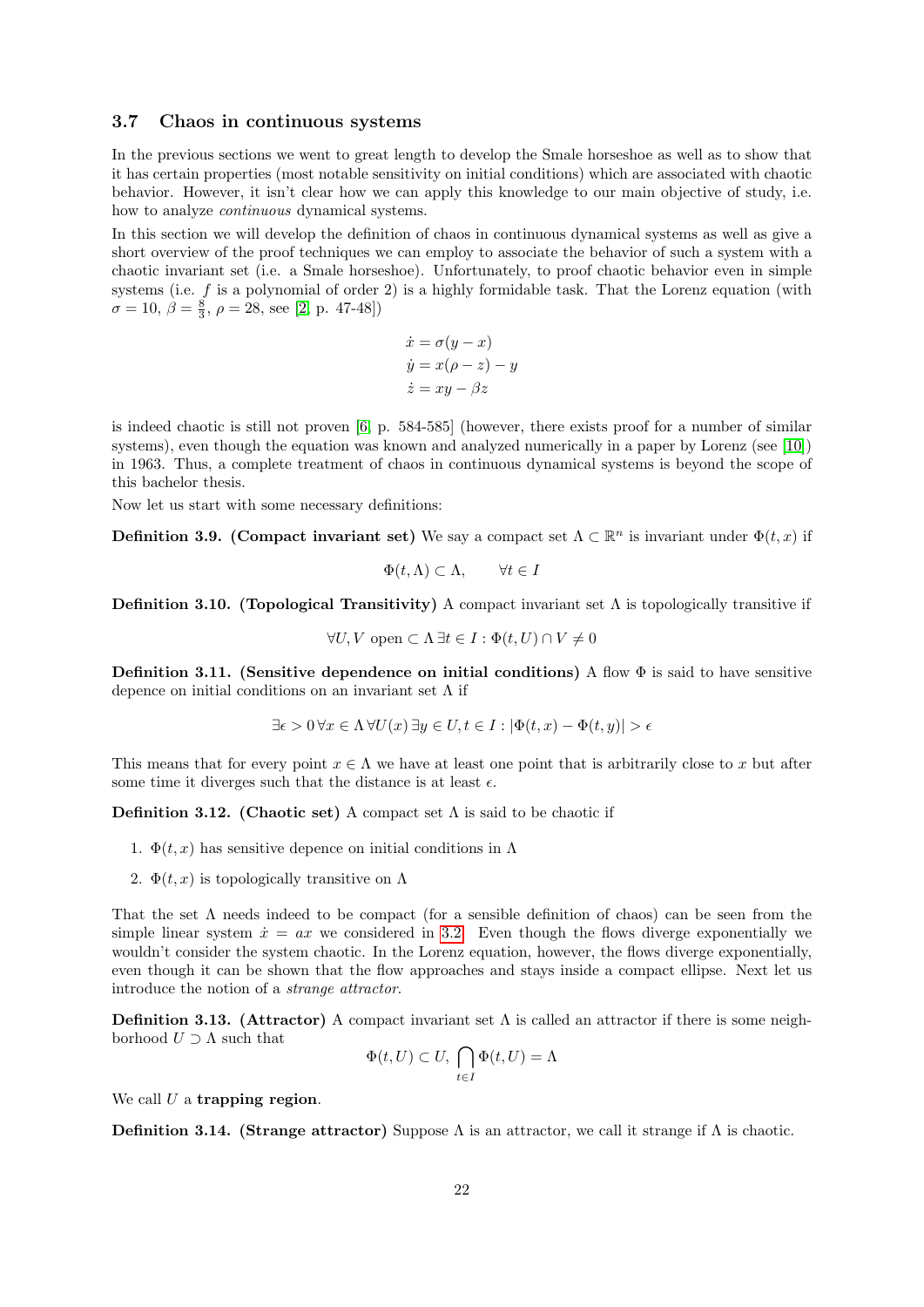### 3.7 Chaos in continuous systems

In the previous sections we went to great length to develop the Smale horseshoe as well as to show that it has certain properties (most notable sensitivity on initial conditions) which are associated with chaotic behavior. However, it isn't clear how we can apply this knowledge to our main objective of study, i.e. how to analyze *continuous* dynamical systems.

In this section we will develop the definition of chaos in continuous dynamical systems as well as give a short overview of the proof techniques we can employ to associate the behavior of such a system with a chaotic invariant set (i.e. a Smale horseshoe). Unfortunately, to proof chaotic behavior even in simple systems (i.e. $f$ is a polynomial of order 2) is a highly formidable task. That the Lorenz equation (with $\sigma = 10$, $\beta = \frac{8}{3}$, $\rho = 28$, see [2, p. 47-48])

$$\begin{aligned}
\dot{x} &= \sigma(y - x) \\
\dot{y} &= x(\rho - z) - y \\
\dot{z} &= xy - \beta z
\end{aligned}$$

is indeed chaotic is still not proven [6, p. 584-585] (however, there exists proof for a number of similar systems), even though the equation was known and analyzed numerically in a paper by Lorenz (see [10]) in 1963. Thus, a complete treatment of chaos in continuous dynamical systems is beyond the scope of this bachelor thesis.

Now let us start with some necessary definitions:

**Definition 3.9. (Compact invariant set)** We say a compact set $\Lambda \subset \mathbb{R}^n$ is invariant under $\Phi(t, x)$ if

$$\Phi(t, \Lambda) \subset \Lambda, \qquad \forall t \in I$$

**Definition 3.10. (Topological Transitivity)** A compact invariant set $\Lambda$ is topologically transitive if

$$\forall U, V \text{ open} \subset \Lambda \, \exists t \in I : \Phi(t, U) \cap V \neq 0$$

**Definition 3.11. (Sensitive dependence on initial conditions)** A flow $\Phi$ is said to have sensitive depence on initial conditions on an invariant set $\Lambda$ if

$$\exists \epsilon > 0 \, \forall x \in \Lambda \, \forall U(x) \, \exists y \in U, t \in I : |\Phi(t, x) - \Phi(t, y)| > \epsilon$$

This means that for every point $x \in \Lambda$ we have at least one point that is arbitrarily close to $x$ but after some time it diverges such that the distance is at least $\epsilon$.

**Definition 3.12. (Chaotic set)** A compact set $\Lambda$ is said to be chaotic if

1. $\Phi(t, x)$ has sensitive depence on initial conditions in $\Lambda$
2. $\Phi(t, x)$ is topologically transitive on $\Lambda$

That the set $\Lambda$ needs indeed to be compact (for a sensible definition of chaos) can be seen from the simple linear system $\dot{x} = ax$ we considered in 3.2. Even though the flows diverge exponentially we wouldn't consider the system chaotic. In the Lorenz equation, however, the flows diverge exponentially, even though it can be shown that the flow approaches and stays inside a compact ellipse. Next let us introduce the notion of a *strange attractor*.

**Definition 3.13. (Attractor)** A compact invariant set $\Lambda$ is called an attractor if there is some neighborhood $U \supset \Lambda$ such that

$$\Phi(t, U) \subset U, \; \bigcap_{t \in I} \Phi(t, U) = \Lambda$$

We call $U$ a **trapping region**.

**Definition 3.14. (Strange attractor)** Suppose $\Lambda$ is an attractor, we call it strange if $\Lambda$ is chaotic.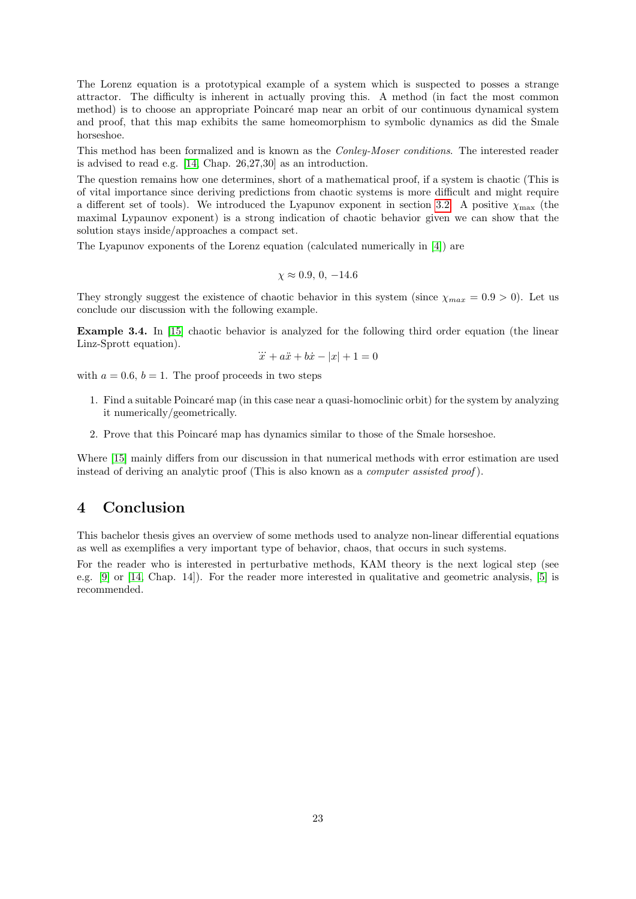The Lorenz equation is a prototypical example of a system which is suspected to posses a strange attractor. The difficulty is inherent in actually proving this. A method (in fact the most common method) is to choose an appropriate Poincaré map near an orbit of our continuous dynamical system and proof, that this map exhibits the same homeomorphism to symbolic dynamics as did the Smale horseshoe.

This method has been formalized and is known as the *Conley-Moser conditions*. The interested reader is advised to read e.g. [14, Chap. 26,27,30] as an introduction.

The question remains how one determines, short of a mathematical proof, if a system is chaotic (This is of vital importance since deriving predictions from chaotic systems is more difficult and might require a different set of tools). We introduced the Lyapunov exponent in section 3.2. A positive $\chi_{\max}$ (the maximal Lypaunov exponent) is a strong indication of chaotic behavior given we can show that the solution stays inside/approaches a compact set.

The Lyapunov exponents of the Lorenz equation (calculated numerically in [4]) are

$$\chi \approx 0.9,\ 0,\ -14.6$$

They strongly suggest the existence of chaotic behavior in this system (since $\chi_{max} = 0.9 > 0$). Let us conclude our discussion with the following example.

**Example 3.4.** In [15] chaotic behavior is analyzed for the following third order equation (the linear Linz-Sprott equation).

$$\dddot{x} + a\ddot{x} + b\dot{x} - |x| + 1 = 0$$

with $a = 0.6$, $b = 1$. The proof proceeds in two steps

1. Find a suitable Poincaré map (in this case near a quasi-homoclinic orbit) for the system by analyzing it numerically/geometrically.
2. Prove that this Poincaré map has dynamics similar to those of the Smale horseshoe.

Where [15] mainly differs from our discussion in that numerical methods with error estimation are used instead of deriving an analytic proof (This is also known as a *computer assisted proof*).

# 4 Conclusion

This bachelor thesis gives an overview of some methods used to analyze non-linear differential equations as well as exemplifies a very important type of behavior, chaos, that occurs in such systems.

For the reader who is interested in perturbative methods, KAM theory is the next logical step (see e.g. [9] or [14, Chap. 14]). For the reader more interested in qualitative and geometric analysis, [5] is recommended.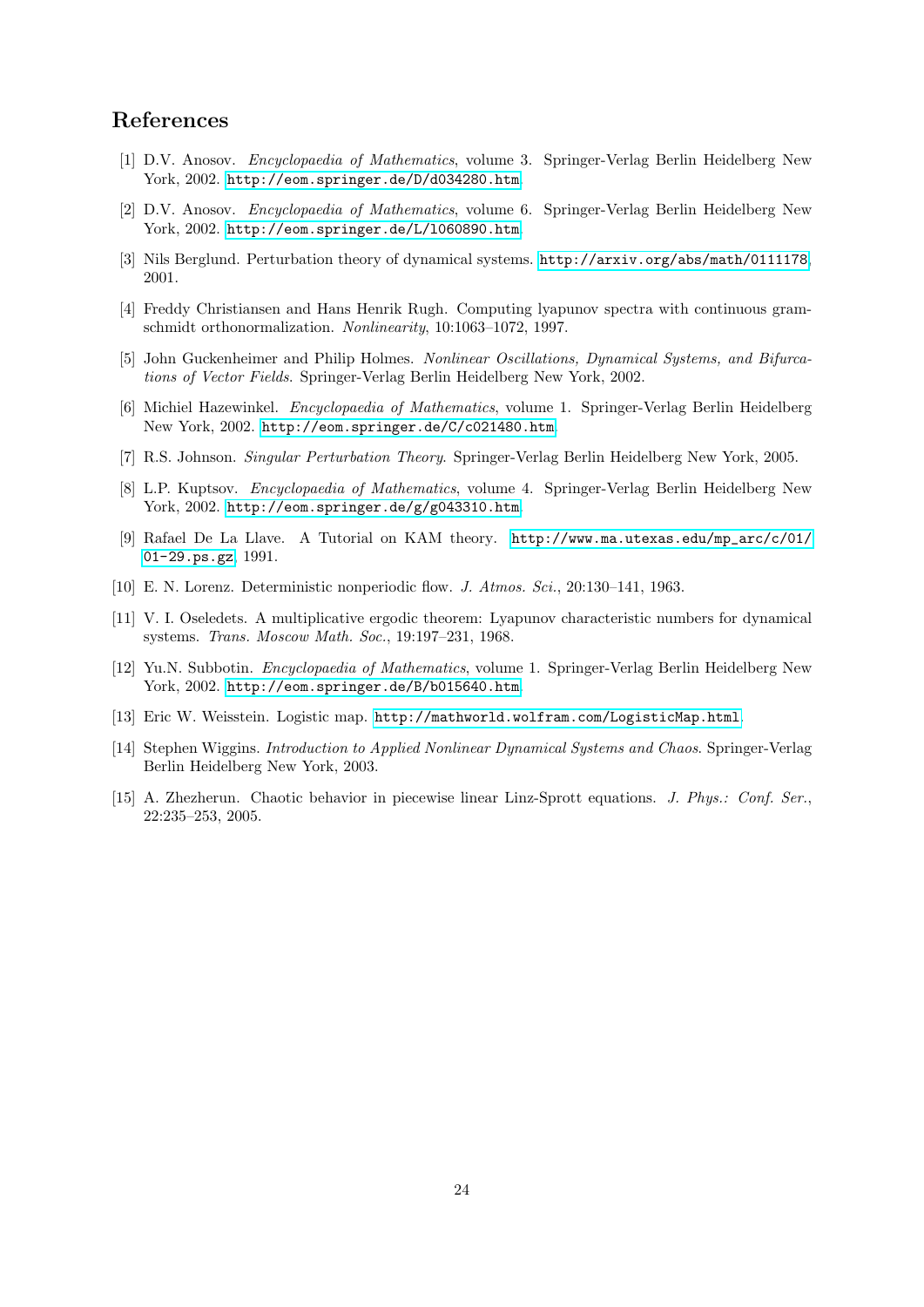## References

[1] D.V. Anosov. *Encyclopaedia of Mathematics*, volume 3. Springer-Verlag Berlin Heidelberg New York, 2002. http://eom.springer.de/D/d034280.htm.

[2] D.V. Anosov. *Encyclopaedia of Mathematics*, volume 6. Springer-Verlag Berlin Heidelberg New York, 2002. http://eom.springer.de/L/l060890.htm.

[3] Nils Berglund. Perturbation theory of dynamical systems. http://arxiv.org/abs/math/0111178, 2001.

[4] Freddy Christiansen and Hans Henrik Rugh. Computing lyapunov spectra with continuous gram-schmidt orthonormalization. *Nonlinearity*, 10:1063–1072, 1997.

[5] John Guckenheimer and Philip Holmes. *Nonlinear Oscillations, Dynamical Systems, and Bifurcations of Vector Fields*. Springer-Verlag Berlin Heidelberg New York, 2002.

[6] Michiel Hazewinkel. *Encyclopaedia of Mathematics*, volume 1. Springer-Verlag Berlin Heidelberg New York, 2002. http://eom.springer.de/C/c021480.htm.

[7] R.S. Johnson. *Singular Perturbation Theory*. Springer-Verlag Berlin Heidelberg New York, 2005.

[8] L.P. Kuptsov. *Encyclopaedia of Mathematics*, volume 4. Springer-Verlag Berlin Heidelberg New York, 2002. http://eom.springer.de/g/g043310.htm.

[9] Rafael De La Llave. A Tutorial on KAM theory. http://www.ma.utexas.edu/mp_arc/c/01/01-29.ps.gz, 1991.

[10] E. N. Lorenz. Deterministic nonperiodic flow. *J. Atmos. Sci.*, 20:130–141, 1963.

[11] V. I. Oseledets. A multiplicative ergodic theorem: Lyapunov characteristic numbers for dynamical systems. *Trans. Moscow Math. Soc.*, 19:197–231, 1968.

[12] Yu.N. Subbotin. *Encyclopaedia of Mathematics*, volume 1. Springer-Verlag Berlin Heidelberg New York, 2002. http://eom.springer.de/B/b015640.htm.

[13] Eric W. Weisstein. Logistic map. http://mathworld.wolfram.com/LogisticMap.html.

[14] Stephen Wiggins. *Introduction to Applied Nonlinear Dynamical Systems and Chaos*. Springer-Verlag Berlin Heidelberg New York, 2003.

[15] A. Zhezherun. Chaotic behavior in piecewise linear Linz-Sprott equations. *J. Phys.: Conf. Ser.*, 22:235–253, 2005.